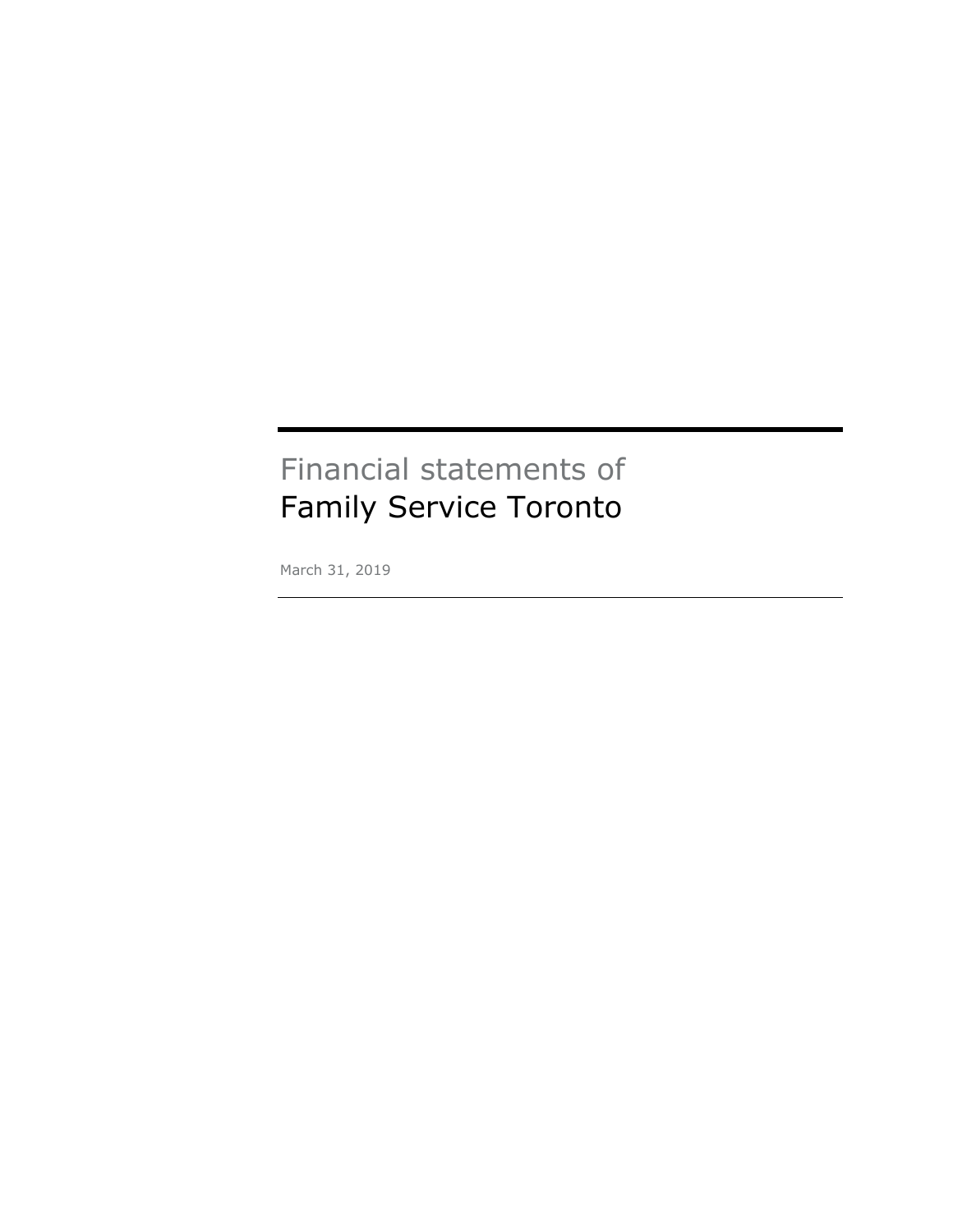# Financial statements of Family Service Toronto

March 31, 2019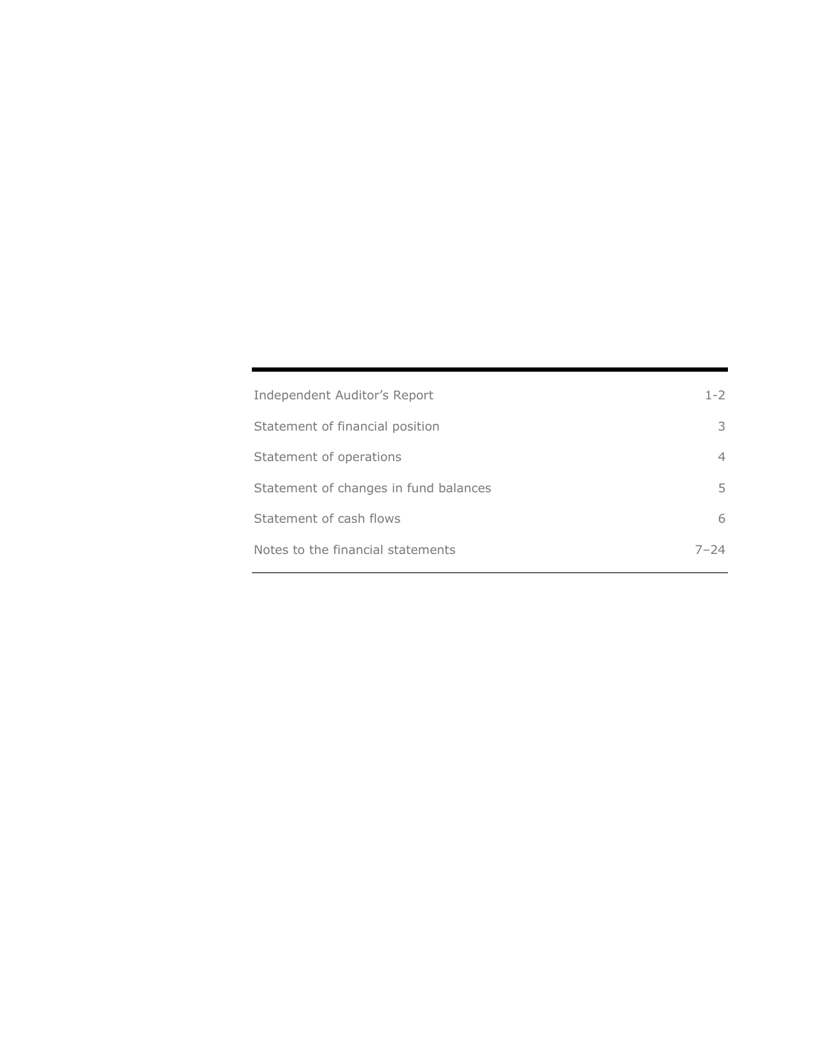| | |
|---|---|
| Independent Auditor's Report | 1-2 |
| Statement of financial position | 3 |
| Statement of operations | 4 |
| Statement of changes in fund balances | 5 |
| Statement of cash flows | 6 |
| Notes to the financial statements | 7–24 |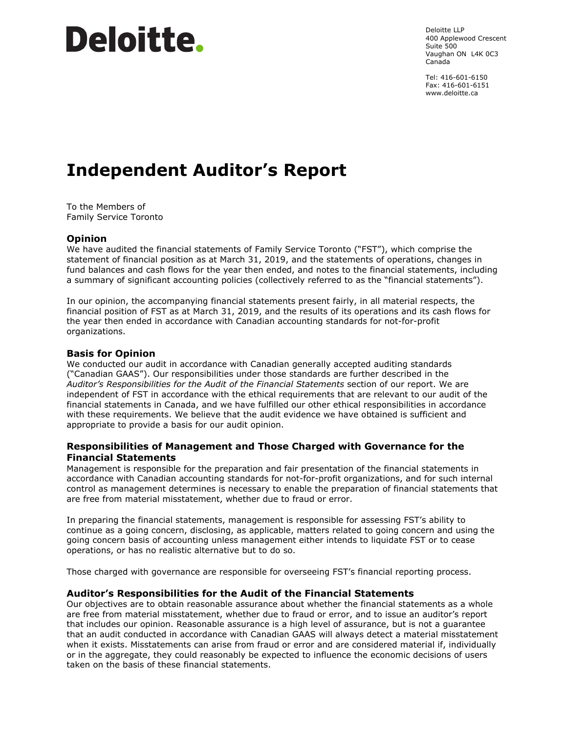Deloitte.

Deloitte LLP
400 Applewood Crescent
Suite 500
Vaughan ON L4K 0C3
Canada

Tel: 416-601-6150
Fax: 416-601-6151
www.deloitte.ca

# Independent Auditor's Report

To the Members of
Family Service Toronto

### Opinion

We have audited the financial statements of Family Service Toronto ("FST"), which comprise the statement of financial position as at March 31, 2019, and the statements of operations, changes in fund balances and cash flows for the year then ended, and notes to the financial statements, including a summary of significant accounting policies (collectively referred to as the "financial statements").

In our opinion, the accompanying financial statements present fairly, in all material respects, the financial position of FST as at March 31, 2019, and the results of its operations and its cash flows for the year then ended in accordance with Canadian accounting standards for not-for-profit organizations.

### Basis for Opinion

We conducted our audit in accordance with Canadian generally accepted auditing standards ("Canadian GAAS"). Our responsibilities under those standards are further described in the *Auditor's Responsibilities for the Audit of the Financial Statements* section of our report. We are independent of FST in accordance with the ethical requirements that are relevant to our audit of the financial statements in Canada, and we have fulfilled our other ethical responsibilities in accordance with these requirements. We believe that the audit evidence we have obtained is sufficient and appropriate to provide a basis for our audit opinion.

### Responsibilities of Management and Those Charged with Governance for the Financial Statements

Management is responsible for the preparation and fair presentation of the financial statements in accordance with Canadian accounting standards for not-for-profit organizations, and for such internal control as management determines is necessary to enable the preparation of financial statements that are free from material misstatement, whether due to fraud or error.

In preparing the financial statements, management is responsible for assessing FST's ability to continue as a going concern, disclosing, as applicable, matters related to going concern and using the going concern basis of accounting unless management either intends to liquidate FST or to cease operations, or has no realistic alternative but to do so.

Those charged with governance are responsible for overseeing FST's financial reporting process.

### Auditor's Responsibilities for the Audit of the Financial Statements

Our objectives are to obtain reasonable assurance about whether the financial statements as a whole are free from material misstatement, whether due to fraud or error, and to issue an auditor's report that includes our opinion. Reasonable assurance is a high level of assurance, but is not a guarantee that an audit conducted in accordance with Canadian GAAS will always detect a material misstatement when it exists. Misstatements can arise from fraud or error and are considered material if, individually or in the aggregate, they could reasonably be expected to influence the economic decisions of users taken on the basis of these financial statements.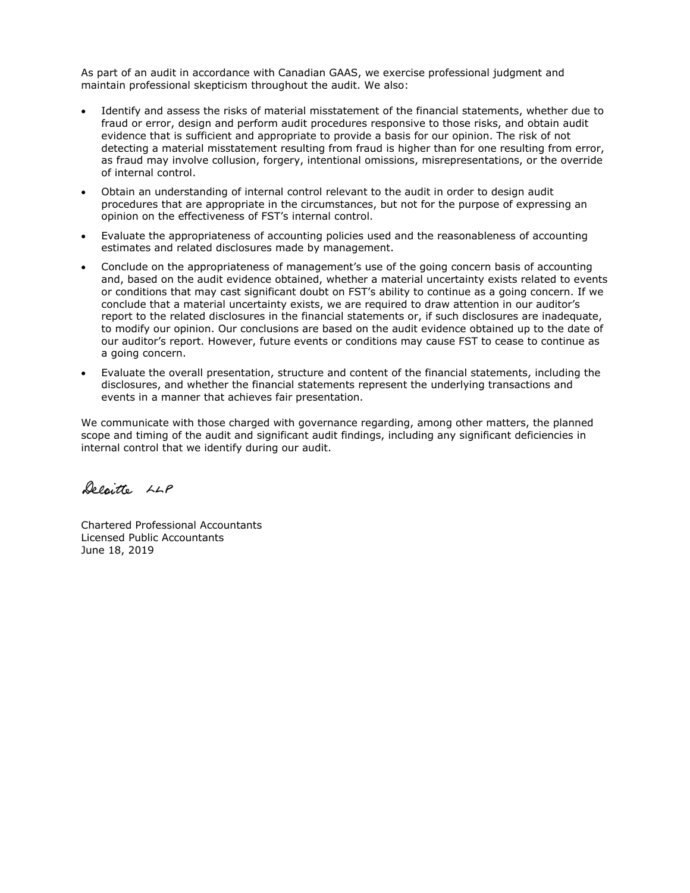As part of an audit in accordance with Canadian GAAS, we exercise professional judgment and maintain professional skepticism throughout the audit. We also:

- Identify and assess the risks of material misstatement of the financial statements, whether due to fraud or error, design and perform audit procedures responsive to those risks, and obtain audit evidence that is sufficient and appropriate to provide a basis for our opinion. The risk of not detecting a material misstatement resulting from fraud is higher than for one resulting from error, as fraud may involve collusion, forgery, intentional omissions, misrepresentations, or the override of internal control.
- Obtain an understanding of internal control relevant to the audit in order to design audit procedures that are appropriate in the circumstances, but not for the purpose of expressing an opinion on the effectiveness of FST's internal control.
- Evaluate the appropriateness of accounting policies used and the reasonableness of accounting estimates and related disclosures made by management.
- Conclude on the appropriateness of management's use of the going concern basis of accounting and, based on the audit evidence obtained, whether a material uncertainty exists related to events or conditions that may cast significant doubt on FST's ability to continue as a going concern. If we conclude that a material uncertainty exists, we are required to draw attention in our auditor's report to the related disclosures in the financial statements or, if such disclosures are inadequate, to modify our opinion. Our conclusions are based on the audit evidence obtained up to the date of our auditor's report. However, future events or conditions may cause FST to cease to continue as a going concern.
- Evaluate the overall presentation, structure and content of the financial statements, including the disclosures, and whether the financial statements represent the underlying transactions and events in a manner that achieves fair presentation.

We communicate with those charged with governance regarding, among other matters, the planned scope and timing of the audit and significant audit findings, including any significant deficiencies in internal control that we identify during our audit.

Deloitte LLP

Chartered Professional Accountants
Licensed Public Accountants
June 18, 2019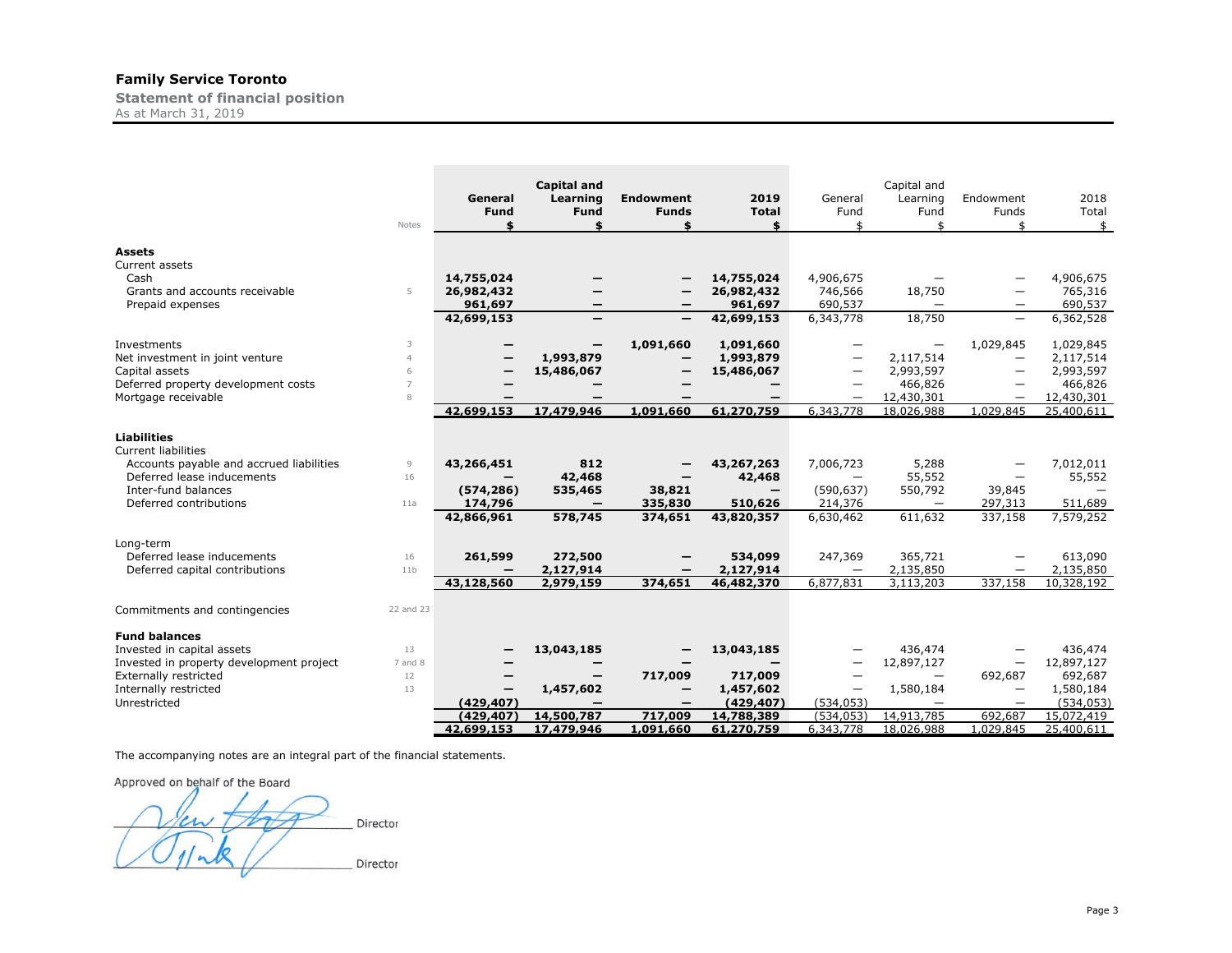# Family Service Toronto

**Statement of financial position**
As at March 31, 2019

| | Notes | General Fund $ | Capital and Learning Fund $ | Endowment Funds $ | 2019 Total $ | General Fund $ | Capital and Learning Fund $ | Endowment Funds $ | 2018 Total $ |
|---|---|---|---|---|---|---|---|---|---|
| **Assets** | | | | | | | | | |
| Current assets | | | | | | | | | |
| Cash | | 14,755,024 | — | — | 14,755,024 | 4,906,675 | — | — | 4,906,675 |
| Grants and accounts receivable | 5 | 26,982,432 | — | — | 26,982,432 | 746,566 | 18,750 | — | 765,316 |
| Prepaid expenses | | 961,697 | — | — | 961,697 | 690,537 | — | — | 690,537 |
| | | 42,699,153 | — | — | 42,699,153 | 6,343,778 | 18,750 | — | 6,362,528 |
| Investments | 3 | — | — | 1,091,660 | 1,091,660 | — | — | 1,029,845 | 1,029,845 |
| Net investment in joint venture | 4 | — | 1,993,879 | — | 1,993,879 | — | 2,117,514 | — | 2,117,514 |
| Capital assets | 6 | — | 15,486,067 | — | 15,486,067 | — | 2,993,597 | — | 2,993,597 |
| Deferred property development costs | 7 | — | — | — | — | — | 466,826 | — | 466,826 |
| Mortgage receivable | 8 | — | — | — | — | — | 12,430,301 | — | 12,430,301 |
| | | 42,699,153 | 17,479,946 | 1,091,660 | 61,270,759 | 6,343,778 | 18,026,988 | 1,029,845 | 25,400,611 |
| **Liabilities** | | | | | | | | | |
| Current liabilities | | | | | | | | | |
| Accounts payable and accrued liabilities | 9 | 43,266,451 | 812 | — | 43,267,263 | 7,006,723 | 5,288 | — | 7,012,011 |
| Deferred lease inducements | 16 | — | 42,468 | — | 42,468 | — | 55,552 | — | 55,552 |
| Inter-fund balances | | (574,286) | 535,465 | 38,821 | — | (590,637) | 550,792 | 39,845 | — |
| Deferred contributions | 11a | 174,796 | — | 335,830 | 510,626 | 214,376 | — | 297,313 | 511,689 |
| | | 42,866,961 | 578,745 | 374,651 | 43,820,357 | 6,630,462 | 611,632 | 337,158 | 7,579,252 |
| Long-term | | | | | | | | | |
| Deferred lease inducements | 16 | 261,599 | 272,500 | — | 534,099 | 247,369 | 365,721 | — | 613,090 |
| Deferred capital contributions | 11b | — | 2,127,914 | — | 2,127,914 | — | 2,135,850 | — | 2,135,850 |
| | | 43,128,560 | 2,979,159 | 374,651 | 46,482,370 | 6,877,831 | 3,113,203 | 337,158 | 10,328,192 |
| Commitments and contingencies | 22 and 23 | | | | | | | | |
| **Fund balances** | | | | | | | | | |
| Invested in capital assets | 13 | — | 13,043,185 | — | 13,043,185 | — | 436,474 | — | 436,474 |
| Invested in property development project | 7 and 8 | — | — | — | — | — | 12,897,127 | — | 12,897,127 |
| Externally restricted | 12 | — | — | 717,009 | 717,009 | — | — | 692,687 | 692,687 |
| Internally restricted | 13 | — | 1,457,602 | — | 1,457,602 | — | 1,580,184 | — | 1,580,184 |
| Unrestricted | | (429,407) | — | — | (429,407) | (534,053) | — | — | (534,053) |
| | | (429,407) | 14,500,787 | 717,009 | 14,788,389 | (534,053) | 14,913,785 | 692,687 | 15,072,419 |
| | | 42,699,153 | 17,479,946 | 1,091,660 | 61,270,759 | 6,343,778 | 18,026,988 | 1,029,845 | 25,400,611 |

The accompanying notes are an integral part of the financial statements.

Approved on behalf of the Board

_______________________ Director

_______________________ Director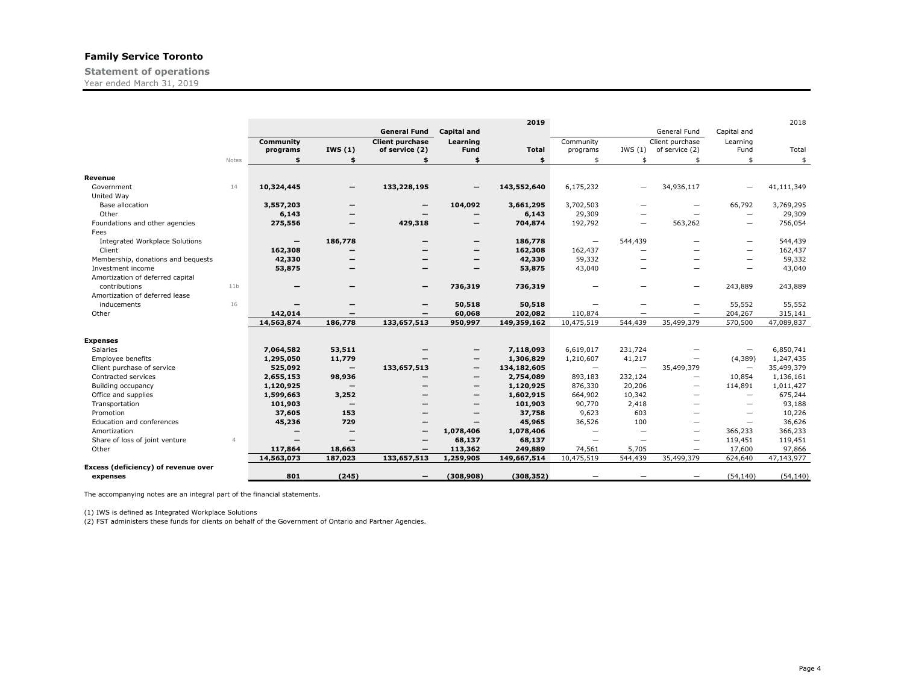**Family Service Toronto**

**Statement of operations**

Year ended March 31, 2019

| | Notes | 2019 | | | | | 2018 | | | | |
|---|---|---|---|---|---|---|---|---|---|---|---|
| | | | | General Fund | Capital and | | | | General Fund | Capital and | |
| | | Community programs | IWS (1) | Client purchase of service (2) | Learning Fund | Total | Community programs | IWS (1) | Client purchase of service (2) | Learning Fund | Total |
| | | $ | $ | $ | $ | $ | $ | $ | $ | $ | $ |
| **Revenue** | | | | | | | | | | | |
| Government | 14 | 10,324,445 | — | 133,228,195 | — | 143,552,640 | 6,175,232 | — | 34,936,117 | — | 41,111,349 |
| United Way | | | | | | | | | | | |
| Base allocation | | 3,557,203 | — | — | 104,092 | 3,661,295 | 3,702,503 | — | — | 66,792 | 3,769,295 |
| Other | | 6,143 | — | — | — | 6,143 | 29,309 | — | — | — | 29,309 |
| Foundations and other agencies | | 275,556 | — | 429,318 | — | 704,874 | 192,792 | — | 563,262 | — | 756,054 |
| Fees | | | | | | | | | | | |
| Integrated Workplace Solutions | | — | 186,778 | — | — | 186,778 | — | 544,439 | — | — | 544,439 |
| Client | | 162,308 | — | — | — | 162,308 | 162,437 | — | — | — | 162,437 |
| Membership, donations and bequests | | 42,330 | — | — | — | 42,330 | 59,332 | — | — | — | 59,332 |
| Investment income | | 53,875 | — | — | — | 53,875 | 43,040 | — | — | — | 43,040 |
| Amortization of deferred capital contributions | 11b | — | — | — | 736,319 | 736,319 | — | — | — | 243,889 | 243,889 |
| Amortization of deferred lease inducements | 16 | — | — | — | 50,518 | 50,518 | — | — | — | 55,552 | 55,552 |
| Other | | 142,014 | — | — | 60,068 | 202,082 | 110,874 | — | — | 204,267 | 315,141 |
| | | 14,563,874 | 186,778 | 133,657,513 | 950,997 | 149,359,162 | 10,475,519 | 544,439 | 35,499,379 | 570,500 | 47,089,837 |
| **Expenses** | | | | | | | | | | | |
| Salaries | | 7,064,582 | 53,511 | — | — | 7,118,093 | 6,619,017 | 231,724 | — | — | 6,850,741 |
| Employee benefits | | 1,295,050 | 11,779 | — | — | 1,306,829 | 1,210,607 | 41,217 | — | (4,389) | 1,247,435 |
| Client purchase of service | | 525,092 | — | 133,657,513 | — | 134,182,605 | — | — | 35,499,379 | — | 35,499,379 |
| Contracted services | | 2,655,153 | 98,936 | — | — | 2,754,089 | 893,183 | 232,124 | — | 10,854 | 1,136,161 |
| Building occupancy | | 1,120,925 | — | — | — | 1,120,925 | 876,330 | 20,206 | — | 114,891 | 1,011,427 |
| Office and supplies | | 1,599,663 | 3,252 | — | — | 1,602,915 | 664,902 | 10,342 | — | — | 675,244 |
| Transportation | | 101,903 | — | — | — | 101,903 | 90,770 | 2,418 | — | — | 93,188 |
| Promotion | | 37,605 | 153 | — | — | 37,758 | 9,623 | 603 | — | — | 10,226 |
| Education and conferences | | 45,236 | 729 | — | — | 45,965 | 36,526 | 100 | — | — | 36,626 |
| Amortization | | — | — | — | 1,078,406 | 1,078,406 | — | — | — | 366,233 | 366,233 |
| Share of loss of joint venture | 4 | — | — | — | 68,137 | 68,137 | — | — | — | 119,451 | 119,451 |
| Other | | 117,864 | 18,663 | — | 113,362 | 249,889 | 74,561 | 5,705 | — | 17,600 | 97,866 |
| | | 14,563,073 | 187,023 | 133,657,513 | 1,259,905 | 149,667,514 | 10,475,519 | 544,439 | 35,499,379 | 624,640 | 47,143,977 |
| **Excess (deficiency) of revenue over expenses** | | 801 | (245) | — | (308,908) | (308,352) | — | — | — | (54,140) | (54,140) |

The accompanying notes are an integral part of the financial statements.

(1) IWS is defined as Integrated Workplace Solutions

(2) FST administers these funds for clients on behalf of the Government of Ontario and Partner Agencies.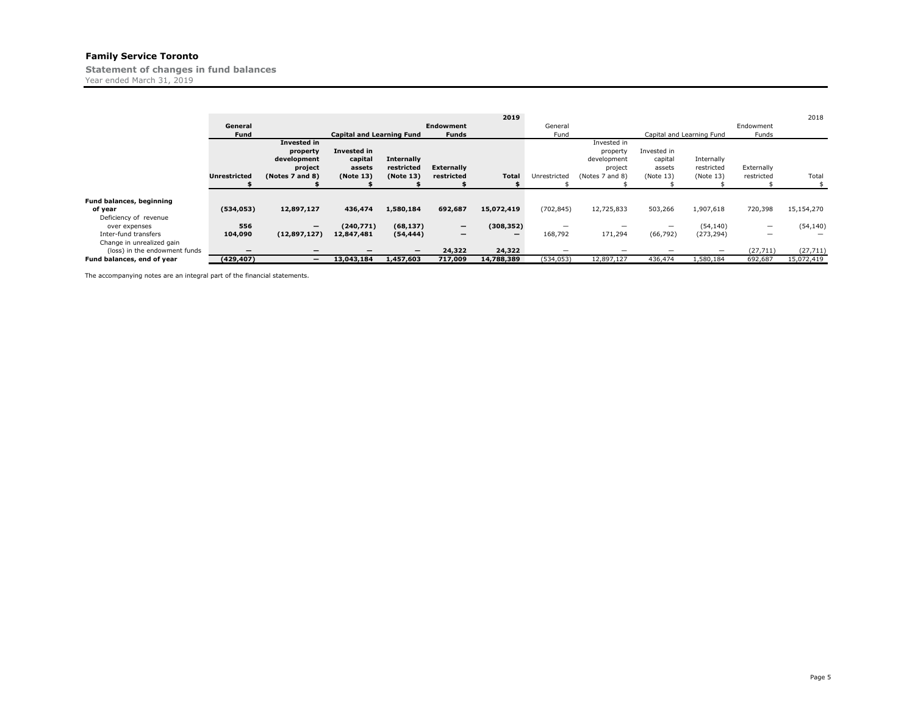# Family Service Toronto

## Statement of changes in fund balances

Year ended March 31, 2019

| | 2019 | | | | | | 2018 | | | | | |
|---|---|---|---|---|---|---|---|---|---|---|---|---|
| | General Fund | Capital and Learning Fund | | | Endowment Funds | | General Fund | Capital and Learning Fund | | | Endowment Funds | |
| | Unrestricted<br>$ | Invested in property development project (Notes 7 and 8)<br>$ | Invested in capital assets (Note 13)<br>$ | Internally restricted (Note 13)<br>$ | Externally restricted<br>$ | Total<br>$ | Unrestricted<br>$ | Invested in property development project (Notes 7 and 8)<br>$ | Invested in capital assets (Note 13)<br>$ | Internally restricted (Note 13)<br>$ | Externally restricted<br>$ | Total<br>$ |
| **Fund balances, beginning of year** | **(534,053)** | **12,897,127** | **436,474** | **1,580,184** | **692,687** | **15,072,419** | (702,845) | 12,725,833 | 503,266 | 1,907,618 | 720,398 | 15,154,270 |
| Deficiency of revenue over expenses | **556** | **—** | **(240,771)** | **(68,137)** | **—** | **(308,352)** | — | — | — | (54,140) | — | (54,140) |
| Inter-fund transfers | **104,090** | **(12,897,127)** | **12,847,481** | **(54,444)** | **—** | **—** | 168,792 | 171,294 | (66,792) | (273,294) | — | — |
| Change in unrealized gain (loss) in the endowment funds | **—** | **—** | **—** | **—** | **24,322** | **24,322** | — | — | — | — | (27,711) | (27,711) |
| **Fund balances, end of year** | **(429,407)** | **—** | **13,043,184** | **1,457,603** | **717,009** | **14,788,389** | (534,053) | 12,897,127 | 436,474 | 1,580,184 | 692,687 | 15,072,419 |

The accompanying notes are an integral part of the financial statements.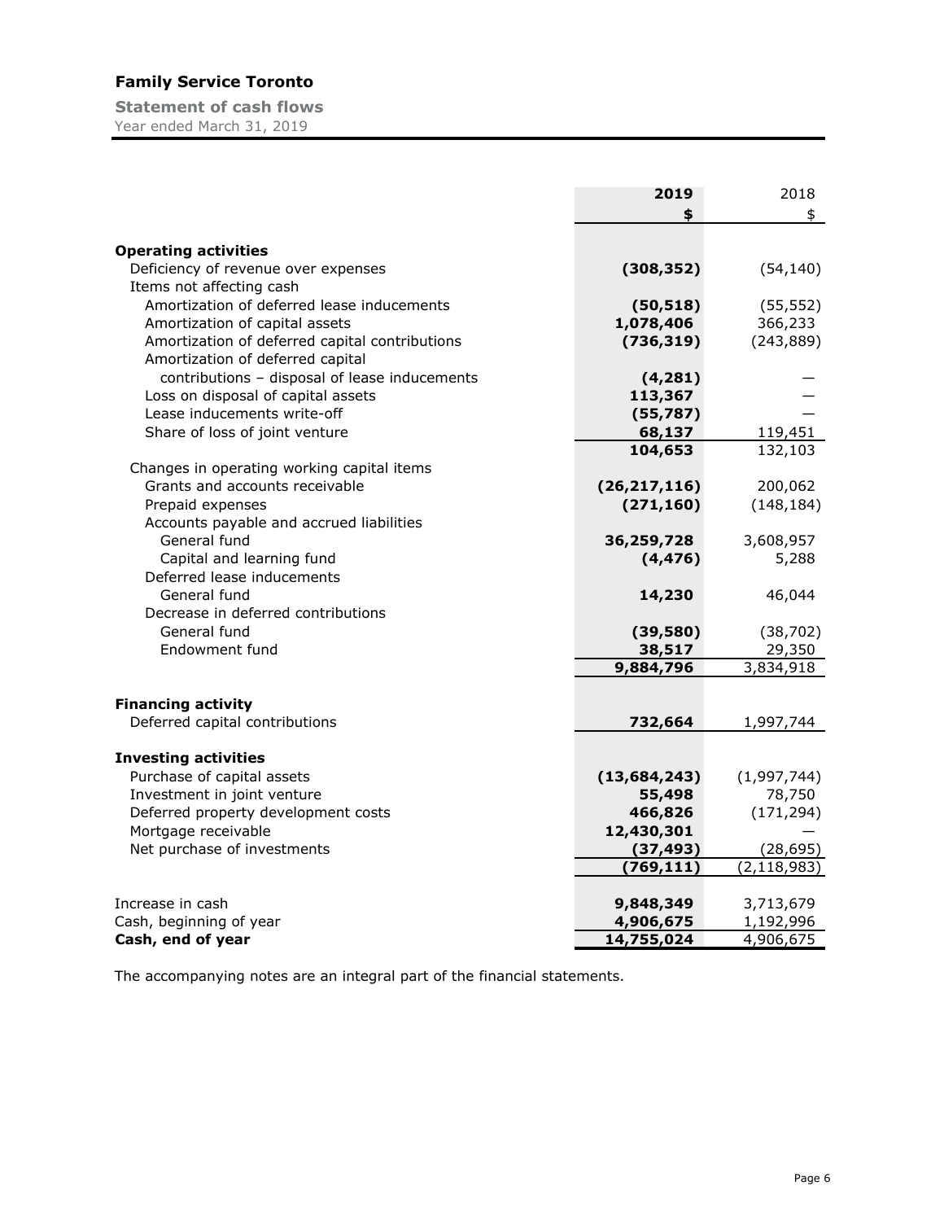# Family Service Toronto

## Statement of cash flows

Year ended March 31, 2019

| | 2019 | 2018 |
|---|---|---|
| | $ | $ |
| **Operating activities** | | |
| Deficiency of revenue over expenses | (308,352) | (54,140) |
| Items not affecting cash | | |
| Amortization of deferred lease inducements | (50,518) | (55,552) |
| Amortization of capital assets | 1,078,406 | 366,233 |
| Amortization of deferred capital contributions | (736,319) | (243,889) |
| Amortization of deferred capital contributions – disposal of lease inducements | (4,281) | — |
| Loss on disposal of capital assets | 113,367 | — |
| Lease inducements write-off | (55,787) | — |
| Share of loss of joint venture | 68,137 | 119,451 |
| | 104,653 | 132,103 |
| Changes in operating working capital items | | |
| Grants and accounts receivable | (26,217,116) | 200,062 |
| Prepaid expenses | (271,160) | (148,184) |
| Accounts payable and accrued liabilities | | |
| General fund | 36,259,728 | 3,608,957 |
| Capital and learning fund | (4,476) | 5,288 |
| Deferred lease inducements | | |
| General fund | 14,230 | 46,044 |
| Decrease in deferred contributions | | |
| General fund | (39,580) | (38,702) |
| Endowment fund | 38,517 | 29,350 |
| | 9,884,796 | 3,834,918 |
| **Financing activity** | | |
| Deferred capital contributions | 732,664 | 1,997,744 |
| **Investing activities** | | |
| Purchase of capital assets | (13,684,243) | (1,997,744) |
| Investment in joint venture | 55,498 | 78,750 |
| Deferred property development costs | 466,826 | (171,294) |
| Mortgage receivable | 12,430,301 | — |
| Net purchase of investments | (37,493) | (28,695) |
| | (769,111) | (2,118,983) |
| Increase in cash | 9,848,349 | 3,713,679 |
| Cash, beginning of year | 4,906,675 | 1,192,996 |
| **Cash, end of year** | 14,755,024 | 4,906,675 |

The accompanying notes are an integral part of the financial statements.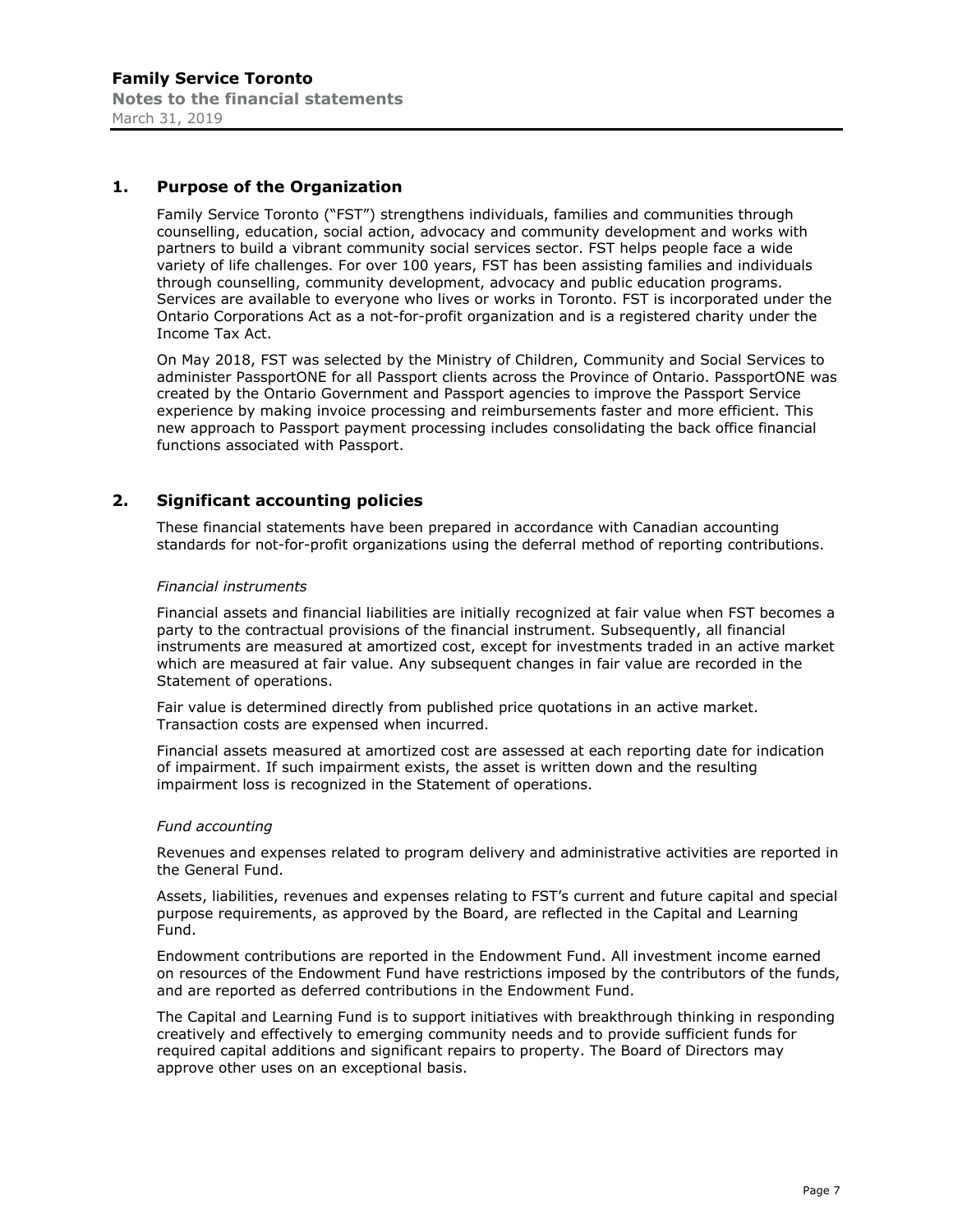# Family Service Toronto

**Notes to the financial statements**

March 31, 2019

## 1. Purpose of the Organization

Family Service Toronto ("FST") strengthens individuals, families and communities through counselling, education, social action, advocacy and community development and works with partners to build a vibrant community social services sector. FST helps people face a wide variety of life challenges. For over 100 years, FST has been assisting families and individuals through counselling, community development, advocacy and public education programs. Services are available to everyone who lives or works in Toronto. FST is incorporated under the Ontario Corporations Act as a not-for-profit organization and is a registered charity under the Income Tax Act.

On May 2018, FST was selected by the Ministry of Children, Community and Social Services to administer PassportONE for all Passport clients across the Province of Ontario. PassportONE was created by the Ontario Government and Passport agencies to improve the Passport Service experience by making invoice processing and reimbursements faster and more efficient. This new approach to Passport payment processing includes consolidating the back office financial functions associated with Passport.

## 2. Significant accounting policies

These financial statements have been prepared in accordance with Canadian accounting standards for not-for-profit organizations using the deferral method of reporting contributions.

*Financial instruments*

Financial assets and financial liabilities are initially recognized at fair value when FST becomes a party to the contractual provisions of the financial instrument. Subsequently, all financial instruments are measured at amortized cost, except for investments traded in an active market which are measured at fair value. Any subsequent changes in fair value are recorded in the Statement of operations.

Fair value is determined directly from published price quotations in an active market. Transaction costs are expensed when incurred.

Financial assets measured at amortized cost are assessed at each reporting date for indication of impairment. If such impairment exists, the asset is written down and the resulting impairment loss is recognized in the Statement of operations.

*Fund accounting*

Revenues and expenses related to program delivery and administrative activities are reported in the General Fund.

Assets, liabilities, revenues and expenses relating to FST's current and future capital and special purpose requirements, as approved by the Board, are reflected in the Capital and Learning Fund.

Endowment contributions are reported in the Endowment Fund. All investment income earned on resources of the Endowment Fund have restrictions imposed by the contributors of the funds, and are reported as deferred contributions in the Endowment Fund.

The Capital and Learning Fund is to support initiatives with breakthrough thinking in responding creatively and effectively to emerging community needs and to provide sufficient funds for required capital additions and significant repairs to property. The Board of Directors may approve other uses on an exceptional basis.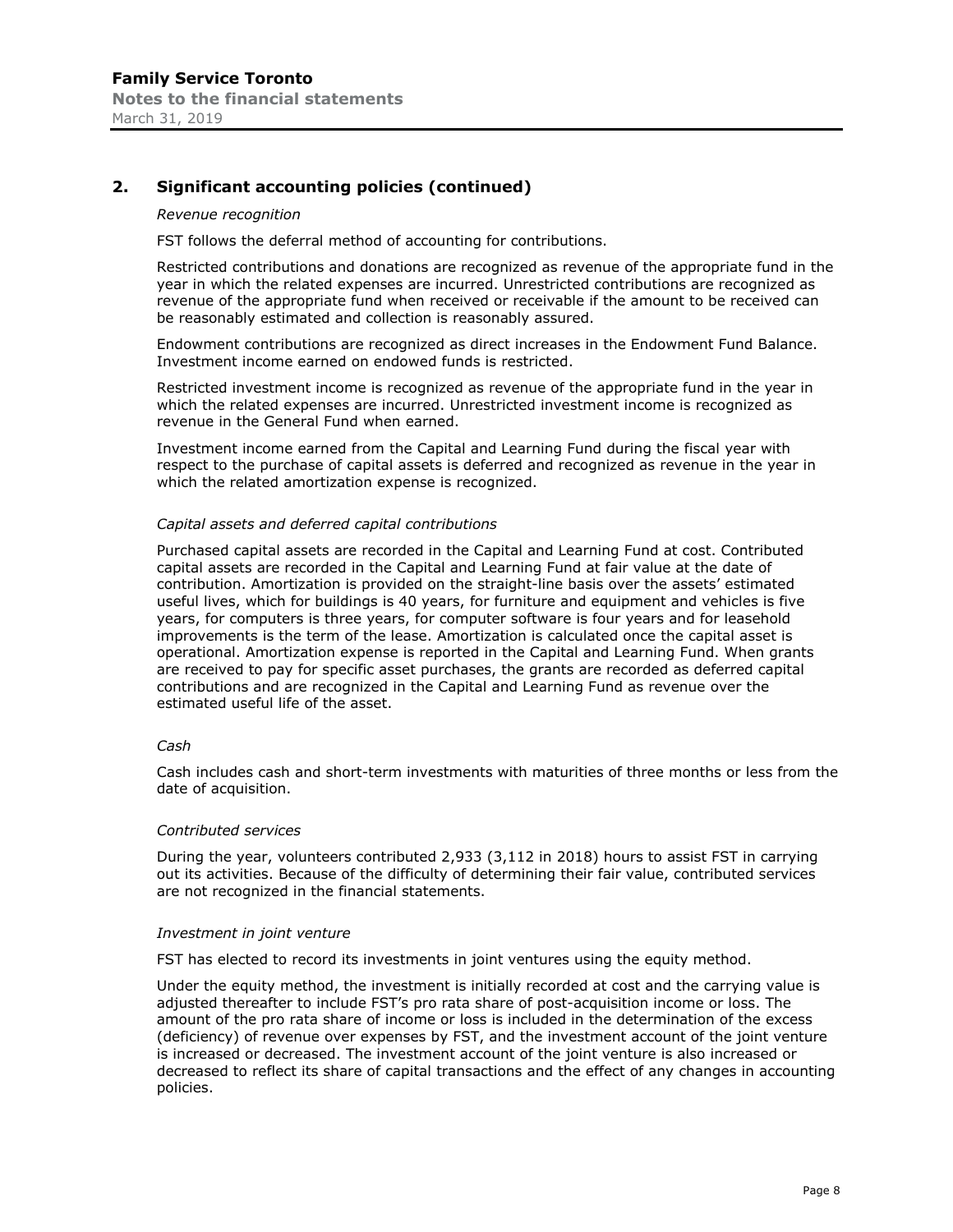## 2. Significant accounting policies (continued)

*Revenue recognition*

FST follows the deferral method of accounting for contributions.

Restricted contributions and donations are recognized as revenue of the appropriate fund in the year in which the related expenses are incurred. Unrestricted contributions are recognized as revenue of the appropriate fund when received or receivable if the amount to be received can be reasonably estimated and collection is reasonably assured.

Endowment contributions are recognized as direct increases in the Endowment Fund Balance. Investment income earned on endowed funds is restricted.

Restricted investment income is recognized as revenue of the appropriate fund in the year in which the related expenses are incurred. Unrestricted investment income is recognized as revenue in the General Fund when earned.

Investment income earned from the Capital and Learning Fund during the fiscal year with respect to the purchase of capital assets is deferred and recognized as revenue in the year in which the related amortization expense is recognized.

*Capital assets and deferred capital contributions*

Purchased capital assets are recorded in the Capital and Learning Fund at cost. Contributed capital assets are recorded in the Capital and Learning Fund at fair value at the date of contribution. Amortization is provided on the straight-line basis over the assets' estimated useful lives, which for buildings is 40 years, for furniture and equipment and vehicles is five years, for computers is three years, for computer software is four years and for leasehold improvements is the term of the lease. Amortization is calculated once the capital asset is operational. Amortization expense is reported in the Capital and Learning Fund. When grants are received to pay for specific asset purchases, the grants are recorded as deferred capital contributions and are recognized in the Capital and Learning Fund as revenue over the estimated useful life of the asset.

*Cash*

Cash includes cash and short-term investments with maturities of three months or less from the date of acquisition.

*Contributed services*

During the year, volunteers contributed 2,933 (3,112 in 2018) hours to assist FST in carrying out its activities. Because of the difficulty of determining their fair value, contributed services are not recognized in the financial statements.

*Investment in joint venture*

FST has elected to record its investments in joint ventures using the equity method.

Under the equity method, the investment is initially recorded at cost and the carrying value is adjusted thereafter to include FST's pro rata share of post-acquisition income or loss. The amount of the pro rata share of income or loss is included in the determination of the excess (deficiency) of revenue over expenses by FST, and the investment account of the joint venture is increased or decreased. The investment account of the joint venture is also increased or decreased to reflect its share of capital transactions and the effect of any changes in accounting policies.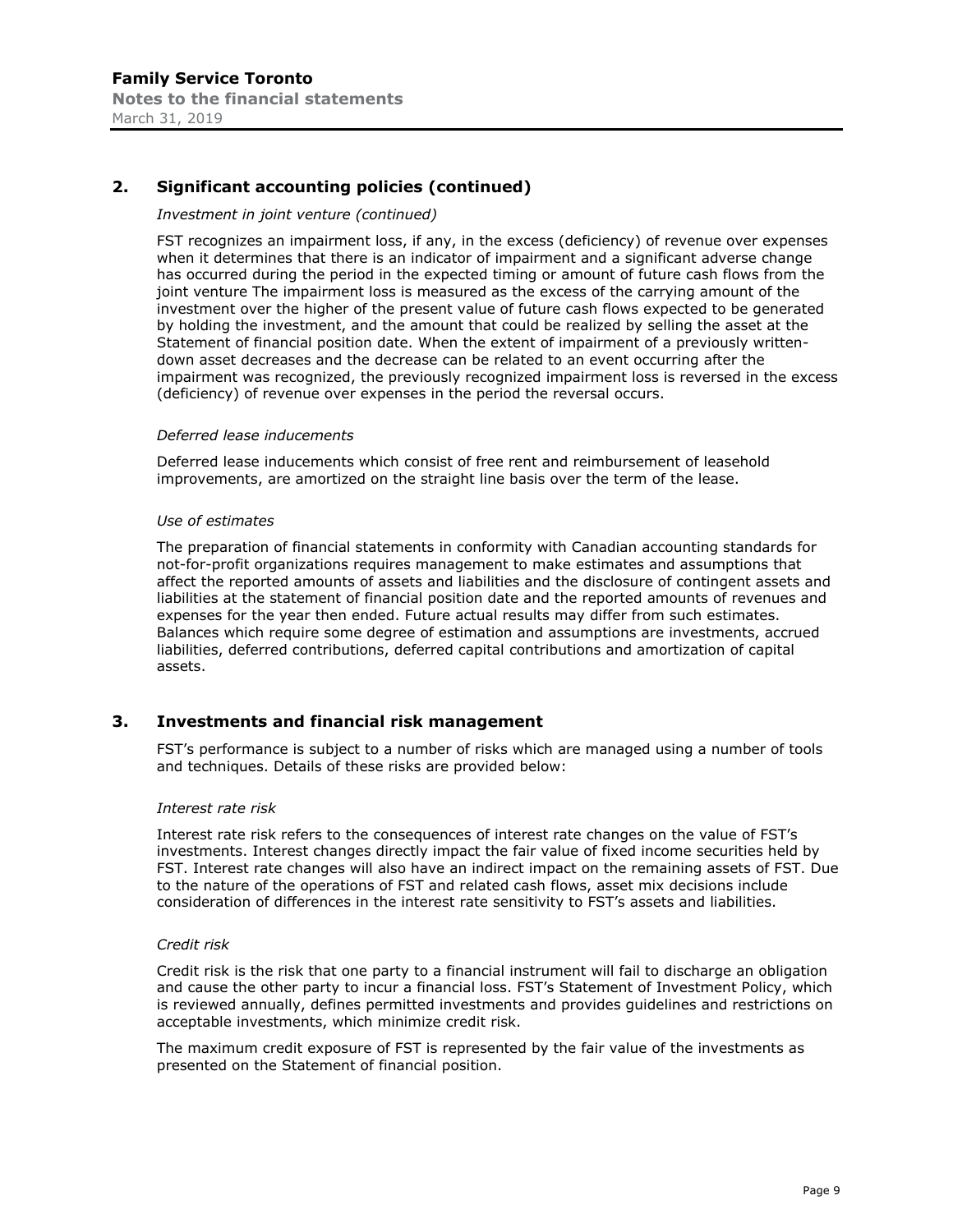## 2. Significant accounting policies (continued)

*Investment in joint venture (continued)*

FST recognizes an impairment loss, if any, in the excess (deficiency) of revenue over expenses when it determines that there is an indicator of impairment and a significant adverse change has occurred during the period in the expected timing or amount of future cash flows from the joint venture The impairment loss is measured as the excess of the carrying amount of the investment over the higher of the present value of future cash flows expected to be generated by holding the investment, and the amount that could be realized by selling the asset at the Statement of financial position date. When the extent of impairment of a previously written-down asset decreases and the decrease can be related to an event occurring after the impairment was recognized, the previously recognized impairment loss is reversed in the excess (deficiency) of revenue over expenses in the period the reversal occurs.

*Deferred lease inducements*

Deferred lease inducements which consist of free rent and reimbursement of leasehold improvements, are amortized on the straight line basis over the term of the lease.

*Use of estimates*

The preparation of financial statements in conformity with Canadian accounting standards for not-for-profit organizations requires management to make estimates and assumptions that affect the reported amounts of assets and liabilities and the disclosure of contingent assets and liabilities at the statement of financial position date and the reported amounts of revenues and expenses for the year then ended. Future actual results may differ from such estimates. Balances which require some degree of estimation and assumptions are investments, accrued liabilities, deferred contributions, deferred capital contributions and amortization of capital assets.

## 3. Investments and financial risk management

FST's performance is subject to a number of risks which are managed using a number of tools and techniques. Details of these risks are provided below:

*Interest rate risk*

Interest rate risk refers to the consequences of interest rate changes on the value of FST's investments. Interest changes directly impact the fair value of fixed income securities held by FST. Interest rate changes will also have an indirect impact on the remaining assets of FST. Due to the nature of the operations of FST and related cash flows, asset mix decisions include consideration of differences in the interest rate sensitivity to FST's assets and liabilities.

*Credit risk*

Credit risk is the risk that one party to a financial instrument will fail to discharge an obligation and cause the other party to incur a financial loss. FST's Statement of Investment Policy, which is reviewed annually, defines permitted investments and provides guidelines and restrictions on acceptable investments, which minimize credit risk.

The maximum credit exposure of FST is represented by the fair value of the investments as presented on the Statement of financial position.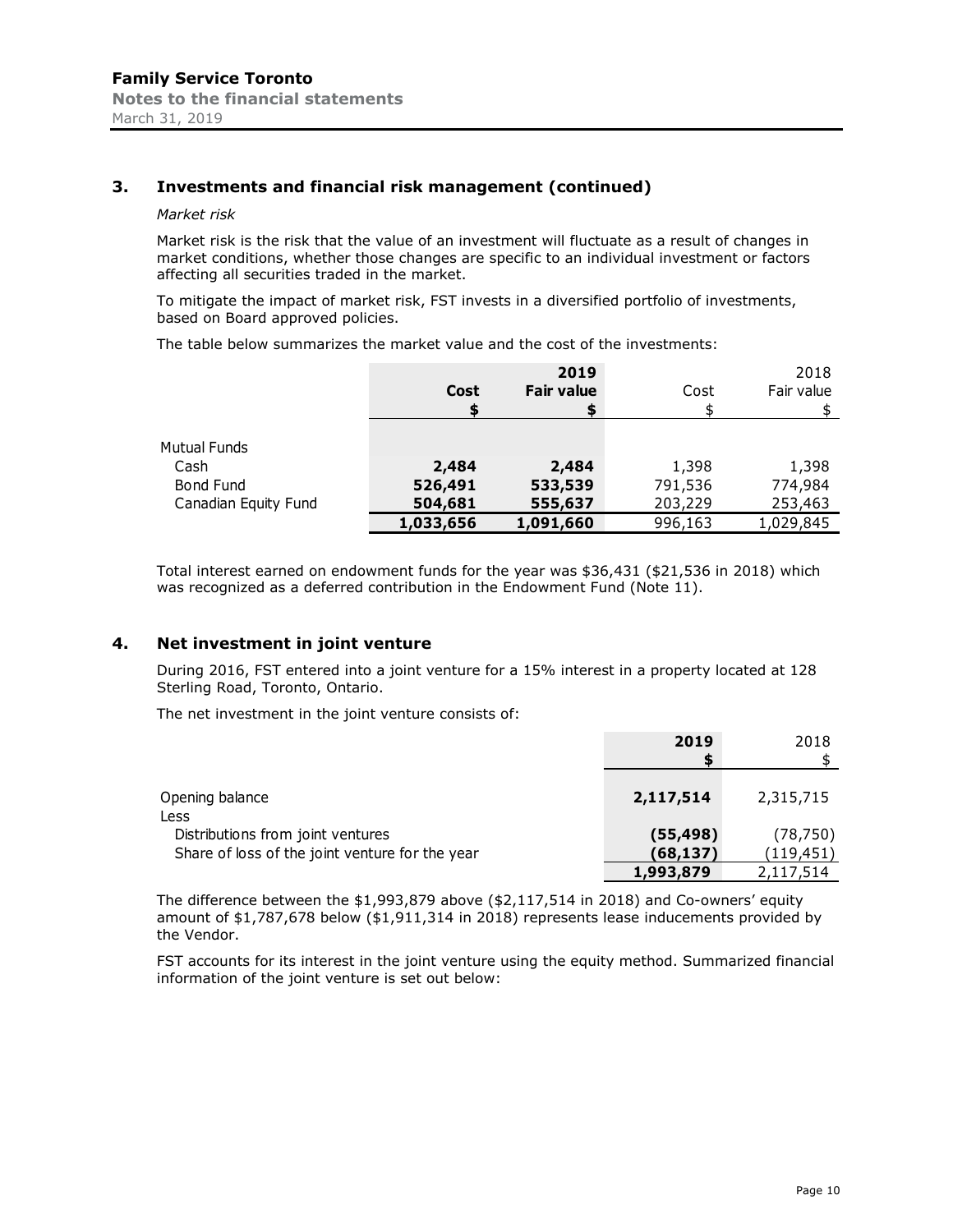## 3. Investments and financial risk management (continued)

*Market risk*

Market risk is the risk that the value of an investment will fluctuate as a result of changes in market conditions, whether those changes are specific to an individual investment or factors affecting all securities traded in the market.

To mitigate the impact of market risk, FST invests in a diversified portfolio of investments, based on Board approved policies.

The table below summarizes the market value and the cost of the investments:

| | **2019** | | 2018 | |
|---|---|---|---|---|
| | **Cost** | **Fair value** | Cost | Fair value |
| | **$** | **$** | $ | $ |
| Mutual Funds | | | | |
| Cash | **2,484** | **2,484** | 1,398 | 1,398 |
| Bond Fund | **526,491** | **533,539** | 791,536 | 774,984 |
| Canadian Equity Fund | **504,681** | **555,637** | 203,229 | 253,463 |
| | **1,033,656** | **1,091,660** | 996,163 | 1,029,845 |

Total interest earned on endowment funds for the year was $36,431 ($21,536 in 2018) which was recognized as a deferred contribution in the Endowment Fund (Note 11).

## 4. Net investment in joint venture

During 2016, FST entered into a joint venture for a 15% interest in a property located at 128 Sterling Road, Toronto, Ontario.

The net investment in the joint venture consists of:

| | **2019** | 2018 |
|---|---|---|
| | **$** | $ |
| Opening balance | **2,117,514** | 2,315,715 |
| Less | | |
| Distributions from joint ventures | **(55,498)** | (78,750) |
| Share of loss of the joint venture for the year | **(68,137)** | (119,451) |
| | **1,993,879** | 2,117,514 |

The difference between the $1,993,879 above ($2,117,514 in 2018) and Co-owners' equity amount of $1,787,678 below ($1,911,314 in 2018) represents lease inducements provided by the Vendor.

FST accounts for its interest in the joint venture using the equity method. Summarized financial information of the joint venture is set out below: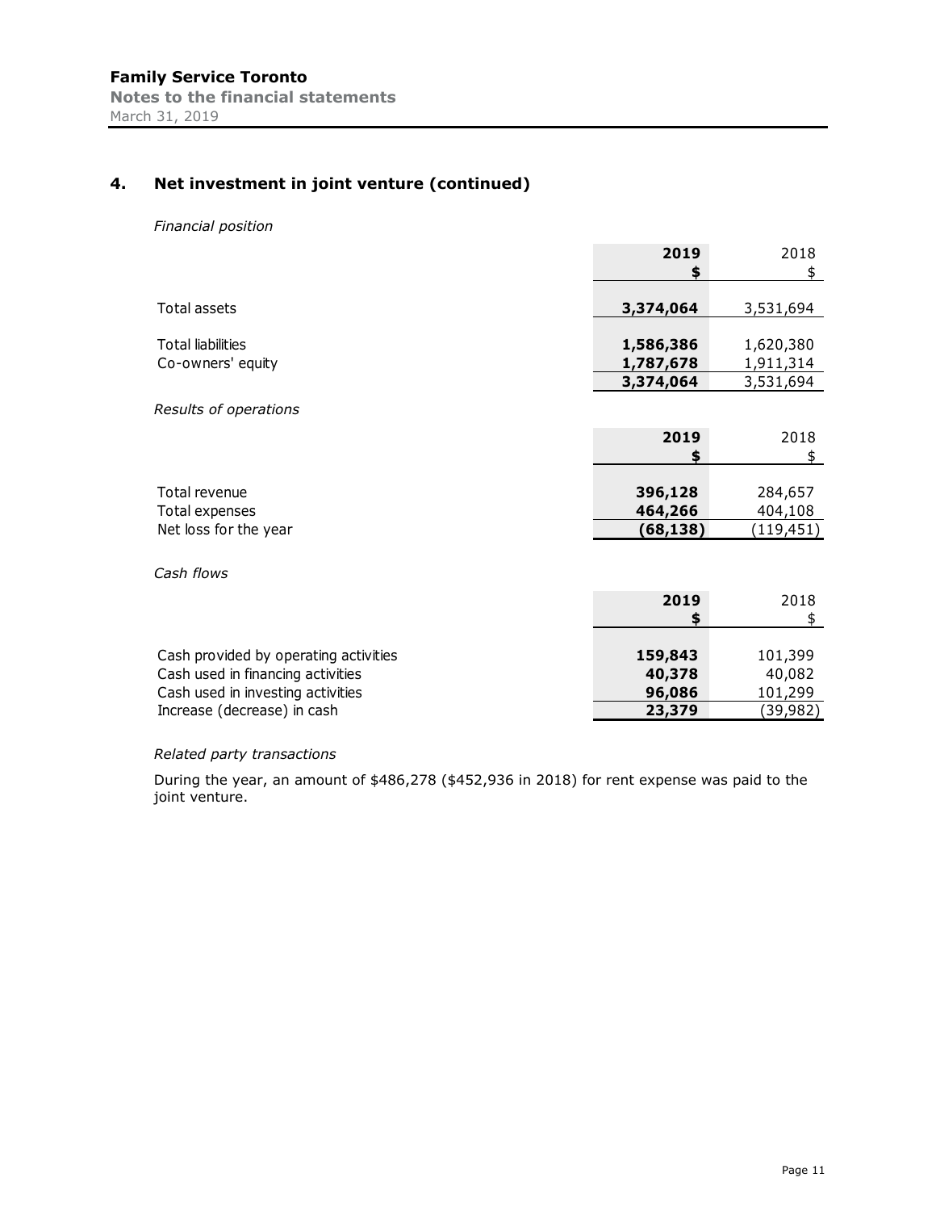## 4. Net investment in joint venture (continued)

*Financial position*

| | **2019** | 2018 |
|---|---|---|
| | **$** | $ |
| Total assets | **3,374,064** | 3,531,694 |
| Total liabilities | **1,586,386** | 1,620,380 |
| Co-owners' equity | **1,787,678** | 1,911,314 |
| | **3,374,064** | 3,531,694 |

*Results of operations*

| | **2019** | 2018 |
|---|---|---|
| | **$** | $ |
| Total revenue | **396,128** | 284,657 |
| Total expenses | **464,266** | 404,108 |
| Net loss for the year | **(68,138)** | (119,451) |

*Cash flows*

| | **2019** | 2018 |
|---|---|---|
| | **$** | $ |
| Cash provided by operating activities | **159,843** | 101,399 |
| Cash used in financing activities | **40,378** | 40,082 |
| Cash used in investing activities | **96,086** | 101,299 |
| Increase (decrease) in cash | **23,379** | (39,982) |

*Related party transactions*

During the year, an amount of $486,278 ($452,936 in 2018) for rent expense was paid to the joint venture.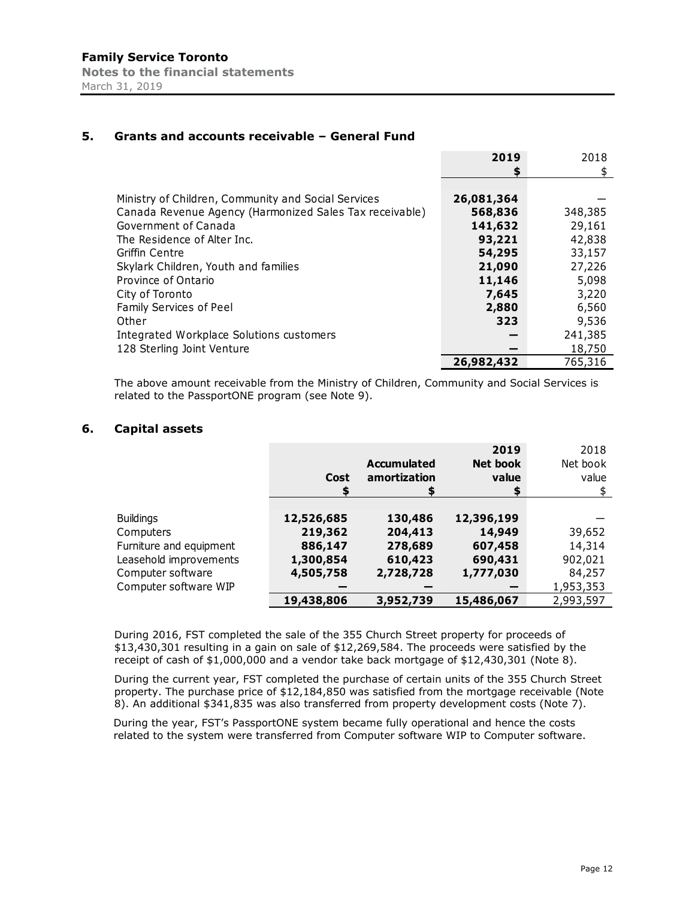## 5. Grants and accounts receivable – General Fund

| | 2019 $ | 2018 $ |
|---|---|---|
| Ministry of Children, Community and Social Services | **26,081,364** | — |
| Canada Revenue Agency (Harmonized Sales Tax receivable) | **568,836** | 348,385 |
| Government of Canada | **141,632** | 29,161 |
| The Residence of Alter Inc. | **93,221** | 42,838 |
| Griffin Centre | **54,295** | 33,157 |
| Skylark Children, Youth and families | **21,090** | 27,226 |
| Province of Ontario | **11,146** | 5,098 |
| City of Toronto | **7,645** | 3,220 |
| Family Services of Peel | **2,880** | 6,560 |
| Other | **323** | 9,536 |
| Integrated Workplace Solutions customers | **—** | 241,385 |
| 128 Sterling Joint Venture | **—** | 18,750 |
| | **26,982,432** | 765,316 |

The above amount receivable from the Ministry of Children, Community and Social Services is related to the PassportONE program (see Note 9).

## 6. Capital assets

| | Cost $ | Accumulated amortization $ | 2019 Net book value $ | 2018 Net book value $ |
|---|---|---|---|---|
| Buildings | **12,526,685** | **130,486** | **12,396,199** | — |
| Computers | **219,362** | **204,413** | **14,949** | 39,652 |
| Furniture and equipment | **886,147** | **278,689** | **607,458** | 14,314 |
| Leasehold improvements | **1,300,854** | **610,423** | **690,431** | 902,021 |
| Computer software | **4,505,758** | **2,728,728** | **1,777,030** | 84,257 |
| Computer software WIP | **—** | **—** | **—** | 1,953,353 |
| | **19,438,806** | **3,952,739** | **15,486,067** | 2,993,597 |

During 2016, FST completed the sale of the 355 Church Street property for proceeds of $13,430,301 resulting in a gain on sale of $12,269,584. The proceeds were satisfied by the receipt of cash of $1,000,000 and a vendor take back mortgage of $12,430,301 (Note 8).

During the current year, FST completed the purchase of certain units of the 355 Church Street property. The purchase price of $12,184,850 was satisfied from the mortgage receivable (Note 8). An additional $341,835 was also transferred from property development costs (Note 7).

During the year, FST's PassportONE system became fully operational and hence the costs related to the system were transferred from Computer software WIP to Computer software.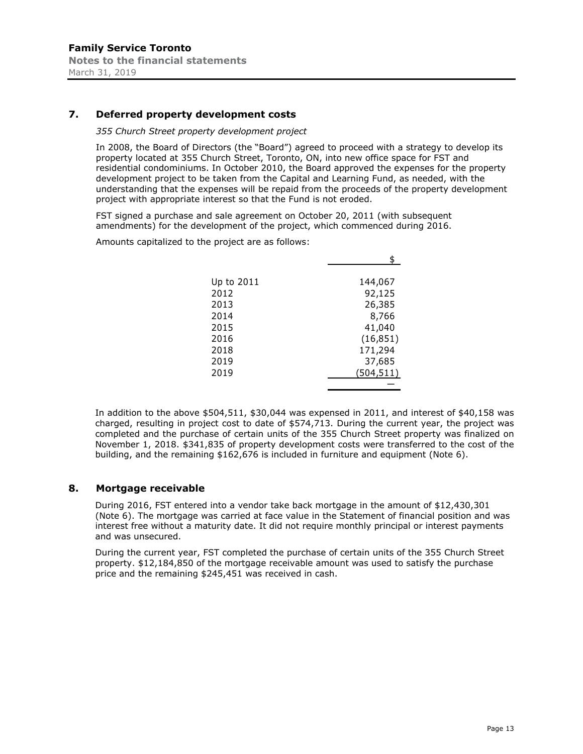## 7. Deferred property development costs

*355 Church Street property development project*

In 2008, the Board of Directors (the "Board") agreed to proceed with a strategy to develop its property located at 355 Church Street, Toronto, ON, into new office space for FST and residential condominiums. In October 2010, the Board approved the expenses for the property development project to be taken from the Capital and Learning Fund, as needed, with the understanding that the expenses will be repaid from the proceeds of the property development project with appropriate interest so that the Fund is not eroded.

FST signed a purchase and sale agreement on October 20, 2011 (with subsequent amendments) for the development of the project, which commenced during 2016.

Amounts capitalized to the project are as follows:

| | $ |
|---|---|
| Up to 2011 | 144,067 |
| 2012 | 92,125 |
| 2013 | 26,385 |
| 2014 | 8,766 |
| 2015 | 41,040 |
| 2016 | (16,851) |
| 2018 | 171,294 |
| 2019 | 37,685 |
| 2019 | (504,511) |
| | — |

In addition to the above $504,511, $30,044 was expensed in 2011, and interest of $40,158 was charged, resulting in project cost to date of $574,713. During the current year, the project was completed and the purchase of certain units of the 355 Church Street property was finalized on November 1, 2018. $341,835 of property development costs were transferred to the cost of the building, and the remaining $162,676 is included in furniture and equipment (Note 6).

## 8. Mortgage receivable

During 2016, FST entered into a vendor take back mortgage in the amount of $12,430,301 (Note 6). The mortgage was carried at face value in the Statement of financial position and was interest free without a maturity date. It did not require monthly principal or interest payments and was unsecured.

During the current year, FST completed the purchase of certain units of the 355 Church Street property. $12,184,850 of the mortgage receivable amount was used to satisfy the purchase price and the remaining $245,451 was received in cash.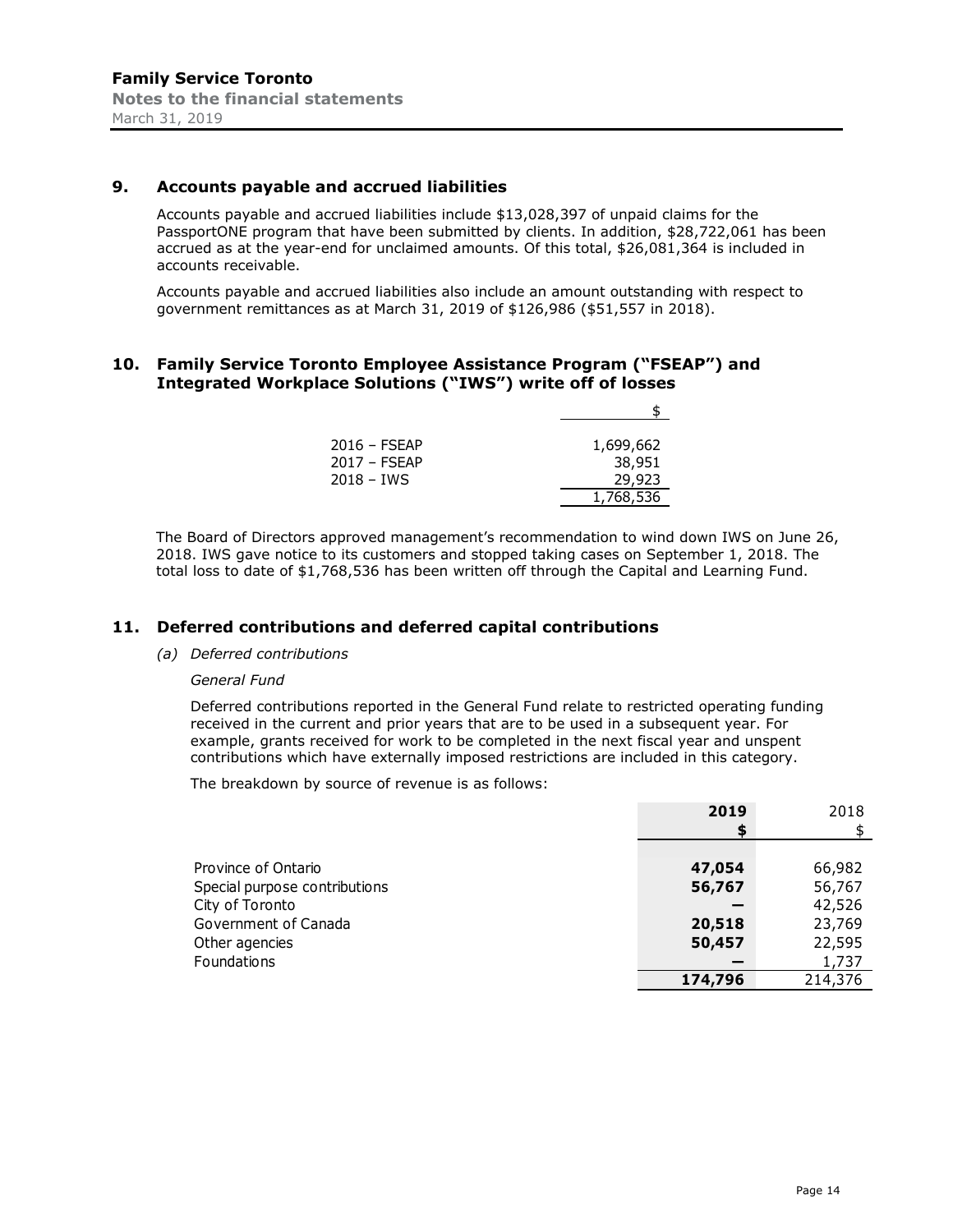## 9. Accounts payable and accrued liabilities

Accounts payable and accrued liabilities include $13,028,397 of unpaid claims for the PassportONE program that have been submitted by clients. In addition, $28,722,061 has been accrued as at the year-end for unclaimed amounts. Of this total, $26,081,364 is included in accounts receivable.

Accounts payable and accrued liabilities also include an amount outstanding with respect to government remittances as at March 31, 2019 of $126,986 ($51,557 in 2018).

## 10. Family Service Toronto Employee Assistance Program ("FSEAP") and Integrated Workplace Solutions ("IWS") write off of losses

| | $ |
|---|---|
| 2016 – FSEAP | 1,699,662 |
| 2017 – FSEAP | 38,951 |
| 2018 – IWS | 29,923 |
| | 1,768,536 |

The Board of Directors approved management's recommendation to wind down IWS on June 26, 2018. IWS gave notice to its customers and stopped taking cases on September 1, 2018. The total loss to date of $1,768,536 has been written off through the Capital and Learning Fund.

## 11. Deferred contributions and deferred capital contributions

*(a) Deferred contributions*

*General Fund*

Deferred contributions reported in the General Fund relate to restricted operating funding received in the current and prior years that are to be used in a subsequent year. For example, grants received for work to be completed in the next fiscal year and unspent contributions which have externally imposed restrictions are included in this category.

The breakdown by source of revenue is as follows:

| | **2019** | 2018 |
|---|---|---|
| | **$** | $ |
| Province of Ontario | **47,054** | 66,982 |
| Special purpose contributions | **56,767** | 56,767 |
| City of Toronto | **—** | 42,526 |
| Government of Canada | **20,518** | 23,769 |
| Other agencies | **50,457** | 22,595 |
| Foundations | **—** | 1,737 |
| | **174,796** | 214,376 |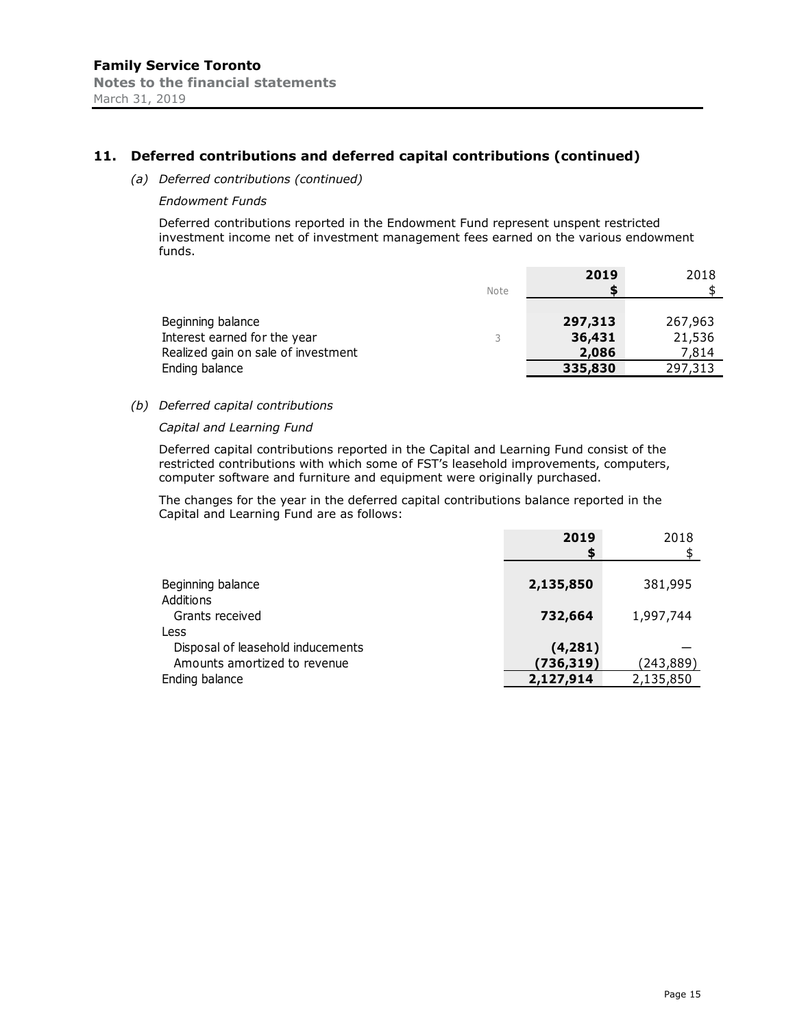## 11. Deferred contributions and deferred capital contributions (continued)

*(a) Deferred contributions (continued)*

*Endowment Funds*

Deferred contributions reported in the Endowment Fund represent unspent restricted investment income net of investment management fees earned on the various endowment funds.

| | Note | **2019** | 2018 |
|---|---|---|---|
| | | **$** | $ |
| Beginning balance | | **297,313** | 267,963 |
| Interest earned for the year | 3 | **36,431** | 21,536 |
| Realized gain on sale of investment | | **2,086** | 7,814 |
| Ending balance | | **335,830** | 297,313 |

*(b) Deferred capital contributions*

*Capital and Learning Fund*

Deferred capital contributions reported in the Capital and Learning Fund consist of the restricted contributions with which some of FST's leasehold improvements, computers, computer software and furniture and equipment were originally purchased.

The changes for the year in the deferred capital contributions balance reported in the Capital and Learning Fund are as follows:

| | **2019** | 2018 |
|---|---|---|
| | **$** | $ |
| Beginning balance | **2,135,850** | 381,995 |
| Additions | | |
| Grants received | **732,664** | 1,997,744 |
| Less | | |
| Disposal of leasehold inducements | **(4,281)** | — |
| Amounts amortized to revenue | **(736,319)** | (243,889) |
| Ending balance | **2,127,914** | 2,135,850 |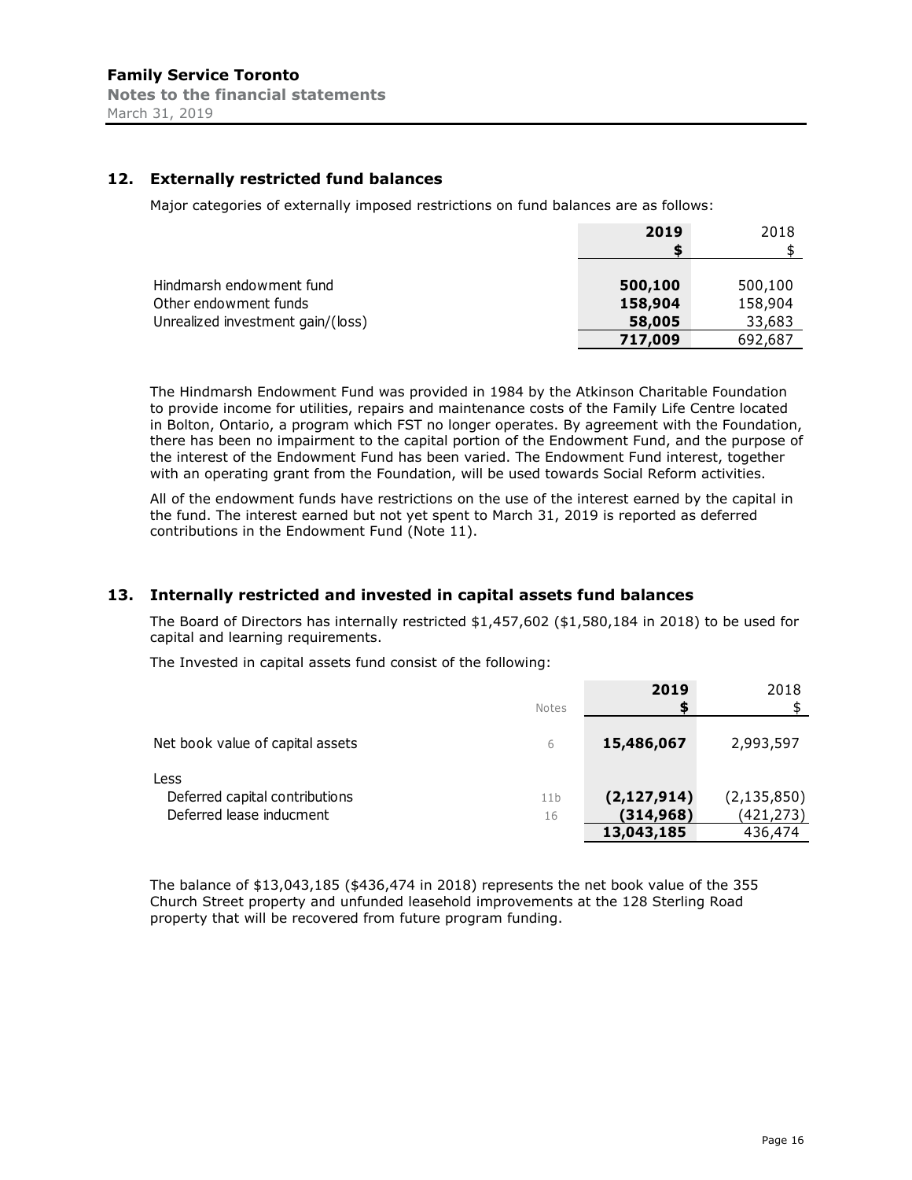## 12. Externally restricted fund balances

Major categories of externally imposed restrictions on fund balances are as follows:

| | 2019 | 2018 |
|---|---|---|
| | $ | $ |
| Hindmarsh endowment fund | **500,100** | 500,100 |
| Other endowment funds | **158,904** | 158,904 |
| Unrealized investment gain/(loss) | **58,005** | 33,683 |
| | **717,009** | 692,687 |

The Hindmarsh Endowment Fund was provided in 1984 by the Atkinson Charitable Foundation to provide income for utilities, repairs and maintenance costs of the Family Life Centre located in Bolton, Ontario, a program which FST no longer operates. By agreement with the Foundation, there has been no impairment to the capital portion of the Endowment Fund, and the purpose of the interest of the Endowment Fund has been varied. The Endowment Fund interest, together with an operating grant from the Foundation, will be used towards Social Reform activities.

All of the endowment funds have restrictions on the use of the interest earned by the capital in the fund. The interest earned but not yet spent to March 31, 2019 is reported as deferred contributions in the Endowment Fund (Note 11).

## 13. Internally restricted and invested in capital assets fund balances

The Board of Directors has internally restricted $1,457,602 ($1,580,184 in 2018) to be used for capital and learning requirements.

The Invested in capital assets fund consist of the following:

| | Notes | 2019 | 2018 |
|---|---|---|---|
| | | $ | $ |
| Net book value of capital assets | 6 | **15,486,067** | 2,993,597 |
| Less | | | |
| Deferred capital contributions | 11b | **(2,127,914)** | (2,135,850) |
| Deferred lease inducment | 16 | **(314,968)** | (421,273) |
| | | **13,043,185** | 436,474 |

The balance of $13,043,185 ($436,474 in 2018) represents the net book value of the 355 Church Street property and unfunded leasehold improvements at the 128 Sterling Road property that will be recovered from future program funding.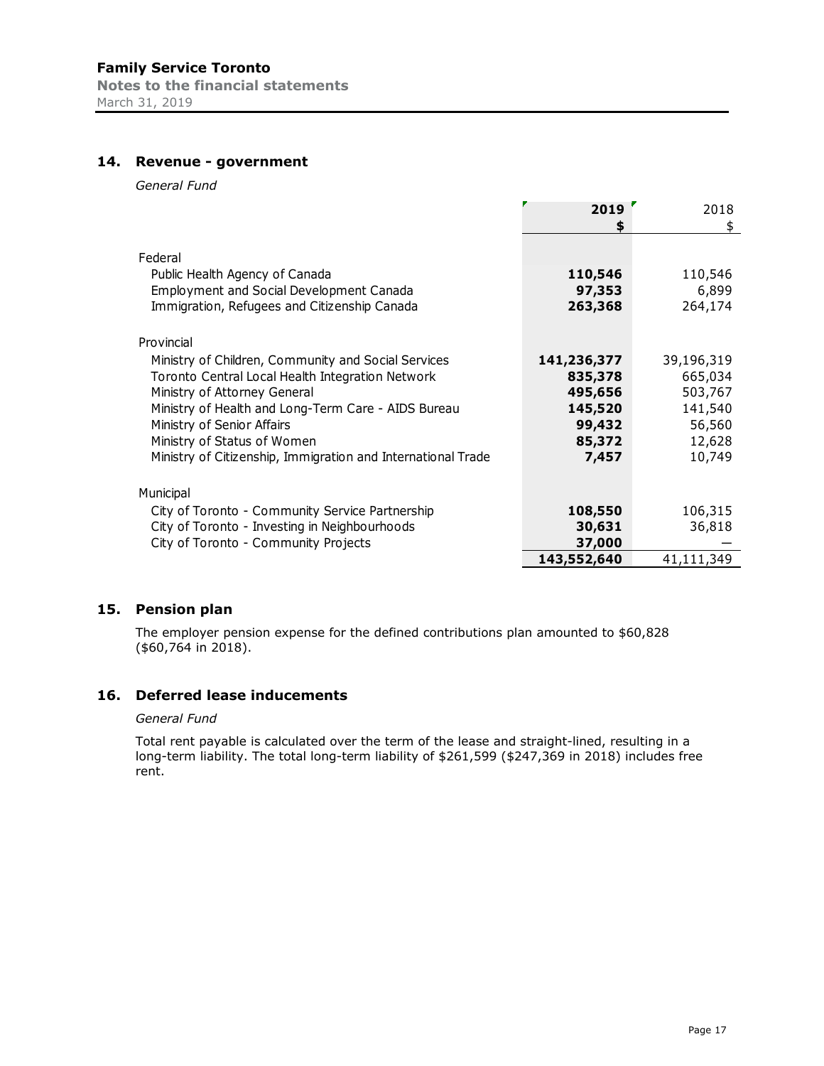## 14. Revenue - government

*General Fund*

| | 2019 | 2018 |
|---|---|---|
| | $ | $ |
| Federal | | |
| Public Health Agency of Canada | **110,546** | 110,546 |
| Employment and Social Development Canada | **97,353** | 6,899 |
| Immigration, Refugees and Citizenship Canada | **263,368** | 264,174 |
| Provincial | | |
| Ministry of Children, Community and Social Services | **141,236,377** | 39,196,319 |
| Toronto Central Local Health Integration Network | **835,378** | 665,034 |
| Ministry of Attorney General | **495,656** | 503,767 |
| Ministry of Health and Long-Term Care - AIDS Bureau | **145,520** | 141,540 |
| Ministry of Senior Affairs | **99,432** | 56,560 |
| Ministry of Status of Women | **85,372** | 12,628 |
| Ministry of Citizenship, Immigration and International Trade | **7,457** | 10,749 |
| Municipal | | |
| City of Toronto - Community Service Partnership | **108,550** | 106,315 |
| City of Toronto - Investing in Neighbourhoods | **30,631** | 36,818 |
| City of Toronto - Community Projects | **37,000** | — |
| | **143,552,640** | 41,111,349 |

## 15. Pension plan

The employer pension expense for the defined contributions plan amounted to $60,828 ($60,764 in 2018).

## 16. Deferred lease inducements

*General Fund*

Total rent payable is calculated over the term of the lease and straight-lined, resulting in a long-term liability. The total long-term liability of $261,599 ($247,369 in 2018) includes free rent.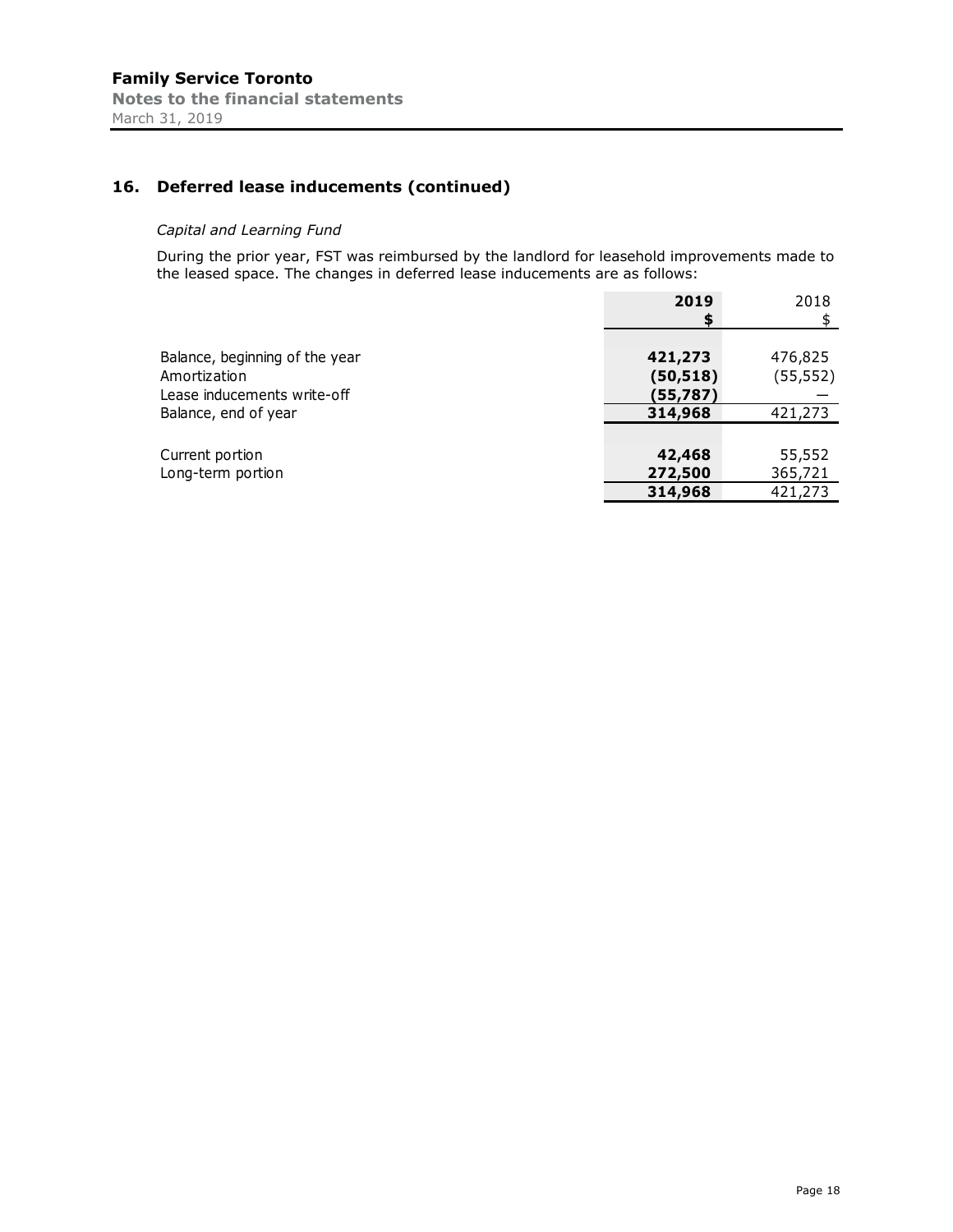## 16. Deferred lease inducements (continued)

*Capital and Learning Fund*

During the prior year, FST was reimbursed by the landlord for leasehold improvements made to the leased space. The changes in deferred lease inducements are as follows:

| | **2019** | 2018 |
|---|---|---|
| | **$** | $ |
| Balance, beginning of the year | **421,273** | 476,825 |
| Amortization | **(50,518)** | (55,552) |
| Lease inducements write-off | **(55,787)** | — |
| Balance, end of year | **314,968** | 421,273 |
| | | |
| Current portion | **42,468** | 55,552 |
| Long-term portion | **272,500** | 365,721 |
| | **314,968** | 421,273 |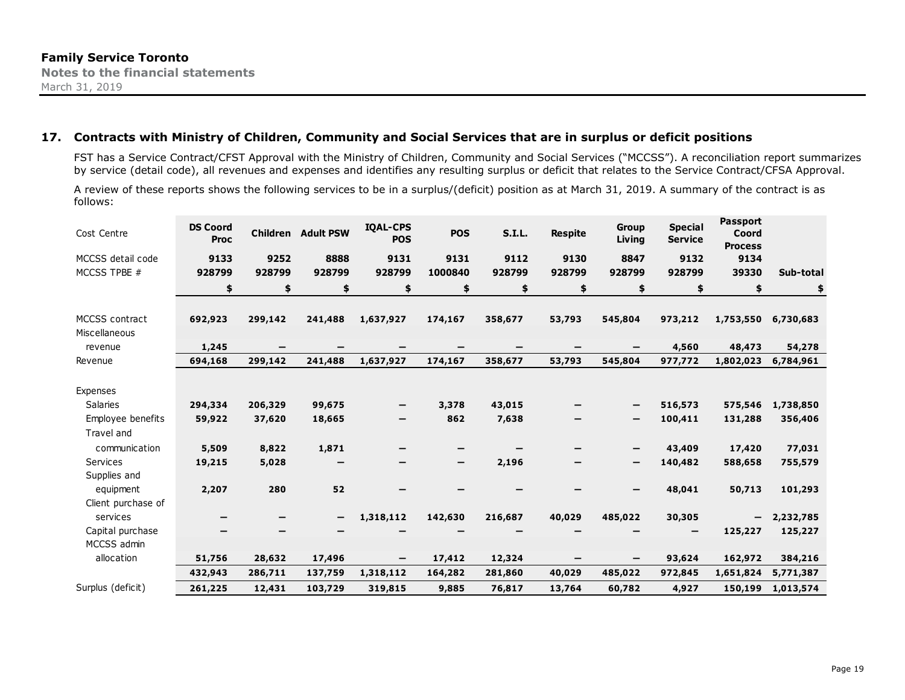## 17. Contracts with Ministry of Children, Community and Social Services that are in surplus or deficit positions

FST has a Service Contract/CFST Approval with the Ministry of Children, Community and Social Services ("MCCSS"). A reconciliation report summarizes by service (detail code), all revenues and expenses and identifies any resulting surplus or deficit that relates to the Service Contract/CFSA Approval.

A review of these reports shows the following services to be in a surplus/(deficit) position as at March 31, 2019. A summary of the contract is as follows:

| Cost Centre | DS Coord Proc | Children | Adult PSW | IQAL-CPS POS | POS | S.I.L. | Respite | Group Living | Special Service | Passport Coord Process | |
|---|---|---|---|---|---|---|---|---|---|---|---|
| MCCSS detail code | 9133 | 9252 | 8888 | 9131 | 9131 | 9112 | 9130 | 8847 | 9132 | 9134 | |
| MCCSS TPBE # | 928799 | 928799 | 928799 | 928799 | 1000840 | 928799 | 928799 | 928799 | 928799 | 39330 | Sub-total |
| | $ | $ | $ | $ | $ | $ | $ | $ | $ | $ | $ |
| MCCSS contract | 692,923 | 299,142 | 241,488 | 1,637,927 | 174,167 | 358,677 | 53,793 | 545,804 | 973,212 | 1,753,550 | 6,730,683 |
| Miscellaneous revenue | 1,245 | – | – | – | – | – | – | – | 4,560 | 48,473 | 54,278 |
| Revenue | 694,168 | 299,142 | 241,488 | 1,637,927 | 174,167 | 358,677 | 53,793 | 545,804 | 977,772 | 1,802,023 | 6,784,961 |
| Expenses | | | | | | | | | | | |
| Salaries | 294,334 | 206,329 | 99,675 | – | 3,378 | 43,015 | – | – | 516,573 | 575,546 | 1,738,850 |
| Employee benefits | 59,922 | 37,620 | 18,665 | – | 862 | 7,638 | – | – | 100,411 | 131,288 | 356,406 |
| Travel and communication | 5,509 | 8,822 | 1,871 | – | – | – | – | – | 43,409 | 17,420 | 77,031 |
| Services | 19,215 | 5,028 | – | – | – | 2,196 | – | – | 140,482 | 588,658 | 755,579 |
| Supplies and equipment | 2,207 | 280 | 52 | – | – | – | – | – | 48,041 | 50,713 | 101,293 |
| Client purchase of services | – | – | – | 1,318,112 | 142,630 | 216,687 | 40,029 | 485,022 | 30,305 | – | 2,232,785 |
| Capital purchase | – | – | – | – | – | – | – | – | – | 125,227 | 125,227 |
| MCCSS admin allocation | 51,756 | 28,632 | 17,496 | – | 17,412 | 12,324 | – | – | 93,624 | 162,972 | 384,216 |
| | 432,943 | 286,711 | 137,759 | 1,318,112 | 164,282 | 281,860 | 40,029 | 485,022 | 972,845 | 1,651,824 | 5,771,387 |
| Surplus (deficit) | 261,225 | 12,431 | 103,729 | 319,815 | 9,885 | 76,817 | 13,764 | 60,782 | 4,927 | 150,199 | 1,013,574 |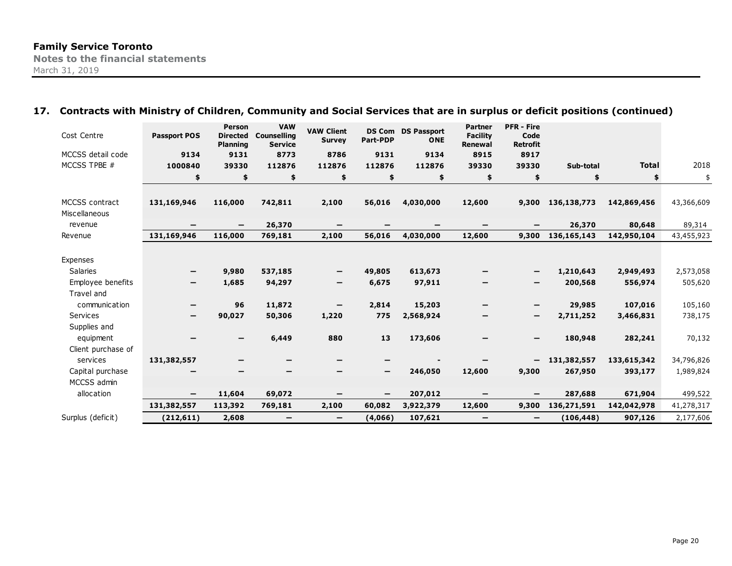**Family Service Toronto**
**Notes to the financial statements**
March 31, 2019

## 17. Contracts with Ministry of Children, Community and Social Services that are in surplus or deficit positions (continued)

| Cost Centre | Passport POS | Person Directed Planning | VAW Counselling Service | VAW Client Survey | DS Com Part-PDP | DS Passport ONE | Partner Facility Renewal | PFR - Fire Code Retrofit | | | |
|---|---|---|---|---|---|---|---|---|---|---|---|
| MCCSS detail code | 9134 | 9131 | 8773 | 8786 | 9131 | 9134 | 8915 | 8917 | | | |
| MCCSS TPBE # | 1000840 | 39330 | 112876 | 112876 | 112876 | 112876 | 39330 | 39330 | Sub-total | Total | 2018 |
| | $ | $ | $ | $ | $ | $ | $ | $ | $ | $ | $ |
| MCCSS contract | 131,169,946 | 116,000 | 742,811 | 2,100 | 56,016 | 4,030,000 | 12,600 | 9,300 | 136,138,773 | 142,869,456 | 43,366,609 |
| Miscellaneous revenue | – | – | 26,370 | – | – | – | – | – | 26,370 | 80,648 | 89,314 |
| Revenue | 131,169,946 | 116,000 | 769,181 | 2,100 | 56,016 | 4,030,000 | 12,600 | 9,300 | 136,165,143 | 142,950,104 | 43,455,923 |
| Expenses | | | | | | | | | | | |
| Salaries | – | 9,980 | 537,185 | – | 49,805 | 613,673 | – | – | 1,210,643 | 2,949,493 | 2,573,058 |
| Employee benefits | – | 1,685 | 94,297 | – | 6,675 | 97,911 | – | – | 200,568 | 556,974 | 505,620 |
| Travel and communication | – | 96 | 11,872 | – | 2,814 | 15,203 | – | – | 29,985 | 107,016 | 105,160 |
| Services | – | 90,027 | 50,306 | 1,220 | 775 | 2,568,924 | – | – | 2,711,252 | 3,466,831 | 738,175 |
| Supplies and equipment | – | – | 6,449 | 880 | 13 | 173,606 | – | – | 180,948 | 282,241 | 70,132 |
| Client purchase of services | 131,382,557 | – | – | – | – | - | – | – | 131,382,557 | 133,615,342 | 34,796,826 |
| Capital purchase | – | – | – | – | – | 246,050 | 12,600 | 9,300 | 267,950 | 393,177 | 1,989,824 |
| MCCSS admin allocation | – | 11,604 | 69,072 | – | – | 207,012 | – | – | 287,688 | 671,904 | 499,522 |
| | 131,382,557 | 113,392 | 769,181 | 2,100 | 60,082 | 3,922,379 | 12,600 | 9,300 | 136,271,591 | 142,042,978 | 41,278,317 |
| Surplus (deficit) | (212,611) | 2,608 | – | – | (4,066) | 107,621 | – | – | (106,448) | 907,126 | 2,177,606 |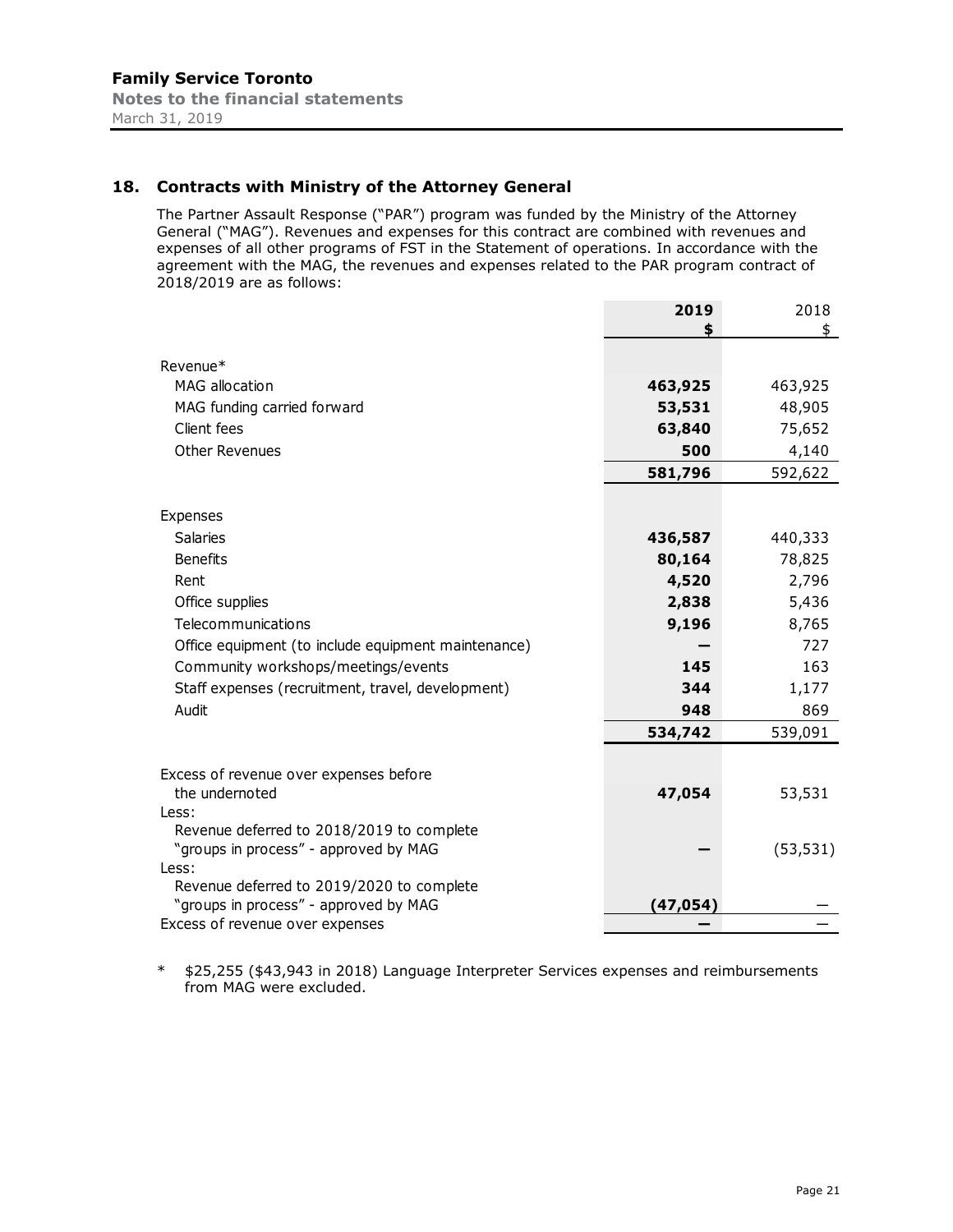## 18. Contracts with Ministry of the Attorney General

The Partner Assault Response ("PAR") program was funded by the Ministry of the Attorney General ("MAG"). Revenues and expenses for this contract are combined with revenues and expenses of all other programs of FST in the Statement of operations. In accordance with the agreement with the MAG, the revenues and expenses related to the PAR program contract of 2018/2019 are as follows:

| | 2019<br>$ | 2018<br>$ |
|---|---|---|
| Revenue* | | |
| MAG allocation | **463,925** | 463,925 |
| MAG funding carried forward | **53,531** | 48,905 |
| Client fees | **63,840** | 75,652 |
| Other Revenues | **500** | 4,140 |
| | **581,796** | 592,622 |
| Expenses | | |
| Salaries | **436,587** | 440,333 |
| Benefits | **80,164** | 78,825 |
| Rent | **4,520** | 2,796 |
| Office supplies | **2,838** | 5,436 |
| Telecommunications | **9,196** | 8,765 |
| Office equipment (to include equipment maintenance) | **—** | 727 |
| Community workshops/meetings/events | **145** | 163 |
| Staff expenses (recruitment, travel, development) | **344** | 1,177 |
| Audit | **948** | 869 |
| | **534,742** | 539,091 |
| Excess of revenue over expenses before the undernoted | **47,054** | 53,531 |
| Less: | | |
| Revenue deferred to 2018/2019 to complete "groups in process" - approved by MAG | **—** | (53,531) |
| Less: | | |
| Revenue deferred to 2019/2020 to complete "groups in process" - approved by MAG | **(47,054)** | — |
| Excess of revenue over expenses | **—** | — |

* $25,255 ($43,943 in 2018) Language Interpreter Services expenses and reimbursements from MAG were excluded.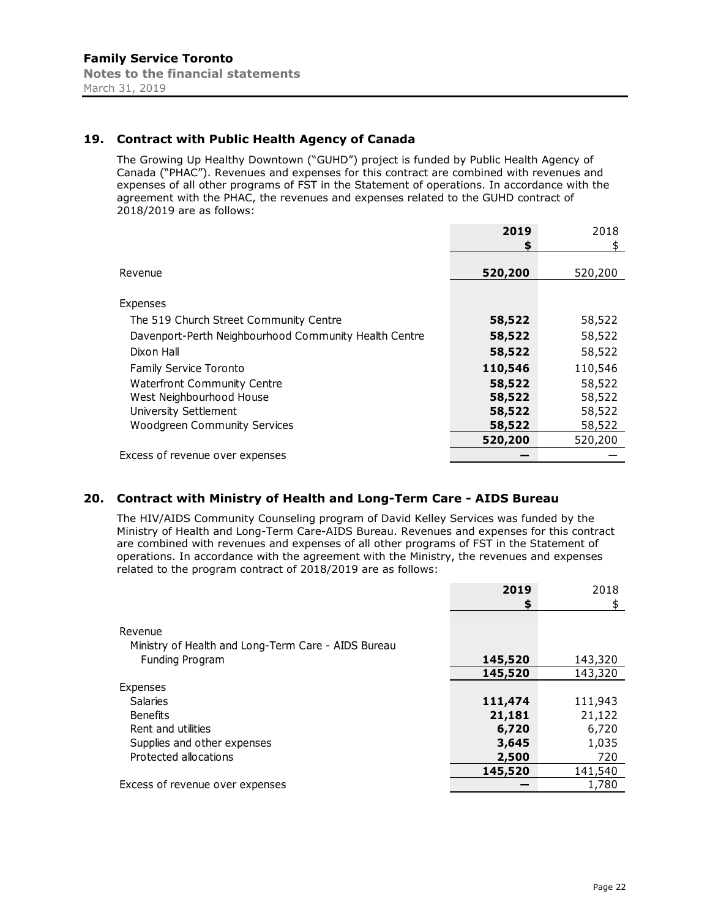Family Service Toronto
Notes to the financial statements
March 31, 2019

## 19. Contract with Public Health Agency of Canada

The Growing Up Healthy Downtown ("GUHD") project is funded by Public Health Agency of Canada ("PHAC"). Revenues and expenses for this contract are combined with revenues and expenses of all other programs of FST in the Statement of operations. In accordance with the agreement with the PHAC, the revenues and expenses related to the GUHD contract of 2018/2019 are as follows:

| | 2019 $ | 2018 $ |
|---|---|---|
| Revenue | **520,200** | 520,200 |
| Expenses | | |
| The 519 Church Street Community Centre | **58,522** | 58,522 |
| Davenport-Perth Neighbourhood Community Health Centre | **58,522** | 58,522 |
| Dixon Hall | **58,522** | 58,522 |
| Family Service Toronto | **110,546** | 110,546 |
| Waterfront Community Centre | **58,522** | 58,522 |
| West Neighbourhood House | **58,522** | 58,522 |
| University Settlement | **58,522** | 58,522 |
| Woodgreen Community Services | **58,522** | 58,522 |
| | **520,200** | 520,200 |
| Excess of revenue over expenses | **—** | — |

## 20. Contract with Ministry of Health and Long-Term Care - AIDS Bureau

The HIV/AIDS Community Counseling program of David Kelley Services was funded by the Ministry of Health and Long-Term Care-AIDS Bureau. Revenues and expenses for this contract are combined with revenues and expenses of all other programs of FST in the Statement of operations. In accordance with the agreement with the Ministry, the revenues and expenses related to the program contract of 2018/2019 are as follows:

| | 2019 $ | 2018 $ |
|---|---|---|
| Revenue | | |
| Ministry of Health and Long-Term Care - AIDS Bureau Funding Program | **145,520** | 143,320 |
| | **145,520** | 143,320 |
| Expenses | | |
| Salaries | **111,474** | 111,943 |
| Benefits | **21,181** | 21,122 |
| Rent and utilities | **6,720** | 6,720 |
| Supplies and other expenses | **3,645** | 1,035 |
| Protected allocations | **2,500** | 720 |
| | **145,520** | 141,540 |
| Excess of revenue over expenses | **—** | 1,780 |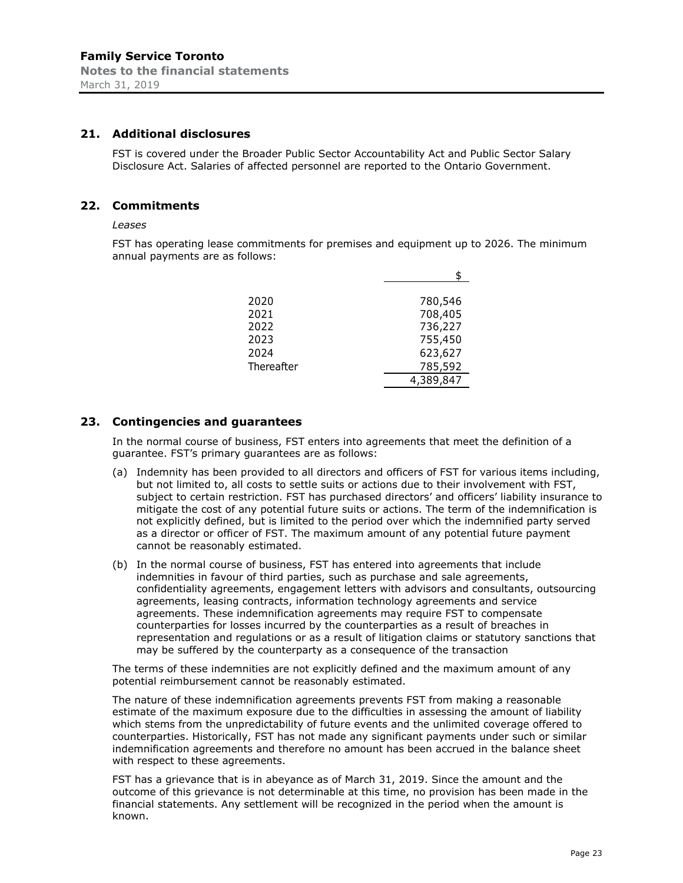## 21. Additional disclosures

FST is covered under the Broader Public Sector Accountability Act and Public Sector Salary Disclosure Act. Salaries of affected personnel are reported to the Ontario Government.

## 22. Commitments

*Leases*

FST has operating lease commitments for premises and equipment up to 2026. The minimum annual payments are as follows:

| | $ |
|---|---:|
| 2020 | 780,546 |
| 2021 | 708,405 |
| 2022 | 736,227 |
| 2023 | 755,450 |
| 2024 | 623,627 |
| Thereafter | 785,592 |
| | 4,389,847 |

## 23. Contingencies and guarantees

In the normal course of business, FST enters into agreements that meet the definition of a guarantee. FST's primary guarantees are as follows:

(a) Indemnity has been provided to all directors and officers of FST for various items including, but not limited to, all costs to settle suits or actions due to their involvement with FST, subject to certain restriction. FST has purchased directors' and officers' liability insurance to mitigate the cost of any potential future suits or actions. The term of the indemnification is not explicitly defined, but is limited to the period over which the indemnified party served as a director or officer of FST. The maximum amount of any potential future payment cannot be reasonably estimated.

(b) In the normal course of business, FST has entered into agreements that include indemnities in favour of third parties, such as purchase and sale agreements, confidentiality agreements, engagement letters with advisors and consultants, outsourcing agreements, leasing contracts, information technology agreements and service agreements. These indemnification agreements may require FST to compensate counterparties for losses incurred by the counterparties as a result of breaches in representation and regulations or as a result of litigation claims or statutory sanctions that may be suffered by the counterparty as a consequence of the transaction

The terms of these indemnities are not explicitly defined and the maximum amount of any potential reimbursement cannot be reasonably estimated.

The nature of these indemnification agreements prevents FST from making a reasonable estimate of the maximum exposure due to the difficulties in assessing the amount of liability which stems from the unpredictability of future events and the unlimited coverage offered to counterparties. Historically, FST has not made any significant payments under such or similar indemnification agreements and therefore no amount has been accrued in the balance sheet with respect to these agreements.

FST has a grievance that is in abeyance as of March 31, 2019. Since the amount and the outcome of this grievance is not determinable at this time, no provision has been made in the financial statements. Any settlement will be recognized in the period when the amount is known.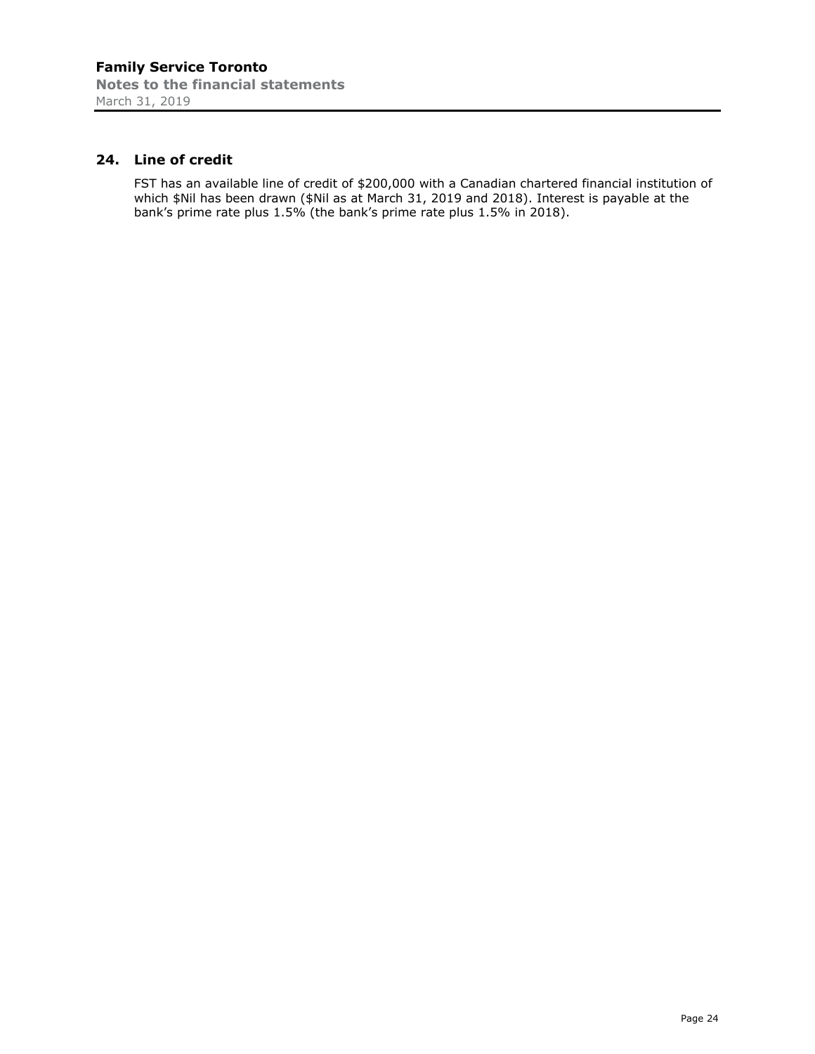## 24. Line of credit

FST has an available line of credit of $200,000 with a Canadian chartered financial institution of which $Nil has been drawn ($Nil as at March 31, 2019 and 2018). Interest is payable at the bank's prime rate plus 1.5% (the bank's prime rate plus 1.5% in 2018).